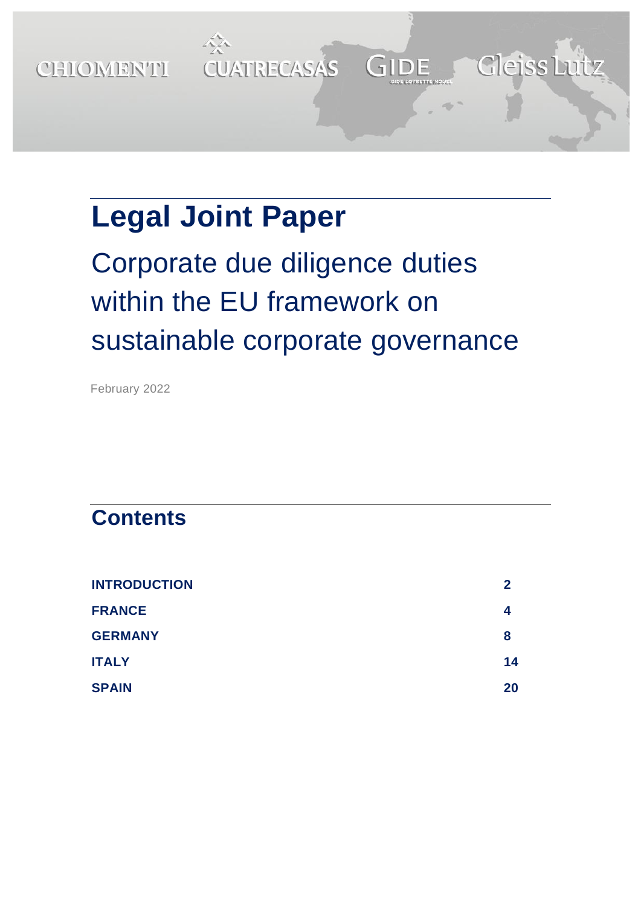CHIOMENTI CUATRECASAS GIDE Gleiss Lutz

# Legal Joint Paper

## Corporate due diligence duties within the EU framework on sustainable corporate governance

February 2022

## Contents

| | |
|---|---|
| **INTRODUCTION** | **2** |
| **FRANCE** | **4** |
| **GERMANY** | **8** |
| **ITALY** | **14** |
| **SPAIN** | **20** |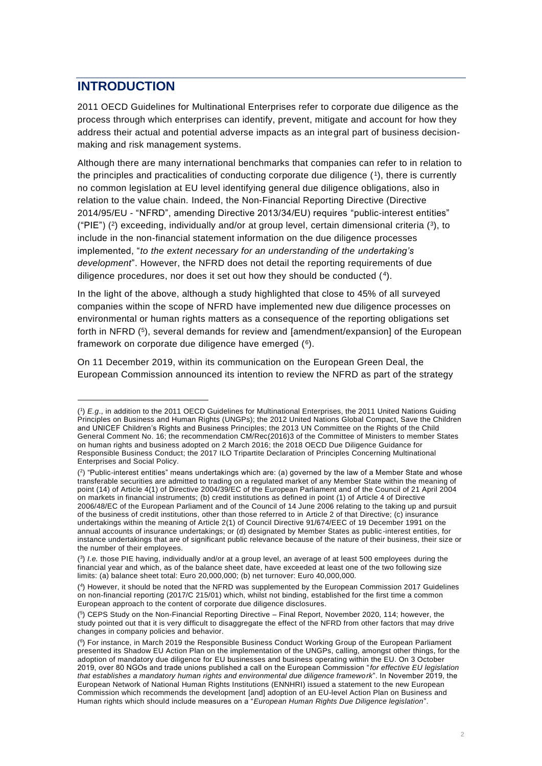## INTRODUCTION

2011 OECD Guidelines for Multinational Enterprises refer to corporate due diligence as the process through which enterprises can identify, prevent, mitigate and account for how they address their actual and potential adverse impacts as an integral part of business decision-making and risk management systems.

Although there are many international benchmarks that companies can refer to in relation to the principles and practicalities of conducting corporate due diligence ([1]), there is currently no common legislation at EU level identifying general due diligence obligations, also in relation to the value chain. Indeed, the Non-Financial Reporting Directive (Directive 2014/95/EU - "NFRD", amending Directive 2013/34/EU) requires "public-interest entities" ("PIE") ([2]) exceeding, individually and/or at group level, certain dimensional criteria ([3]), to include in the non-financial statement information on the due diligence processes implemented, "*to the extent necessary for an understanding of the undertaking's development*". However, the NFRD does not detail the reporting requirements of due diligence procedures, nor does it set out how they should be conducted ([4]).

In the light of the above, although a study highlighted that close to 45% of all surveyed companies within the scope of NFRD have implemented new due diligence processes on environmental or human rights matters as a consequence of the reporting obligations set forth in NFRD ([5]), several demands for review and [amendment/expansion] of the European framework on corporate due diligence have emerged ([6]).

On 11 December 2019, within its communication on the European Green Deal, the European Commission announced its intention to review the NFRD as part of the strategy

---

([1]) *E.g*., in addition to the 2011 OECD Guidelines for Multinational Enterprises, the 2011 United Nations Guiding Principles on Business and Human Rights (UNGPs); the 2012 United Nations Global Compact, Save the Children and UNICEF Children's Rights and Business Principles; the 2013 UN Committee on the Rights of the Child General Comment No. 16; the recommendation CM/Rec(2016)3 of the Committee of Ministers to member States on human rights and business adopted on 2 March 2016; the 2018 OECD Due Diligence Guidance for Responsible Business Conduct; the 2017 ILO Tripartite Declaration of Principles Concerning Multinational Enterprises and Social Policy.

([2]) "Public-interest entities" means undertakings which are: (a) governed by the law of a Member State and whose transferable securities are admitted to trading on a regulated market of any Member State within the meaning of point (14) of Article 4(1) of Directive 2004/39/EC of the European Parliament and of the Council of 21 April 2004 on markets in financial instruments; (b) credit institutions as defined in point (1) of Article 4 of Directive 2006/48/EC of the European Parliament and of the Council of 14 June 2006 relating to the taking up and pursuit of the business of credit institutions, other than those referred to in Article 2 of that Directive; (c) insurance undertakings within the meaning of Article 2(1) of Council Directive 91/674/EEC of 19 December 1991 on the annual accounts of insurance undertakings; or (d) designated by Member States as public-interest entities, for instance undertakings that are of significant public relevance because of the nature of their business, their size or the number of their employees.

([3]) *I.e.* those PIE having, individually and/or at a group level, an average of at least 500 employees during the financial year and which, as of the balance sheet date, have exceeded at least one of the two following size limits: (a) balance sheet total: Euro 20,000,000; (b) net turnover: Euro 40,000,000.

([4]) However, it should be noted that the NFRD was supplemented by the European Commission 2017 Guidelines on non-financial reporting (2017/C 215/01) which, whilst not binding, established for the first time a common European approach to the content of corporate due diligence disclosures.

([5]) CEPS Study on the Non-Financial Reporting Directive – Final Report, November 2020, 114; however, the study pointed out that it is very difficult to disaggregate the effect of the NFRD from other factors that may drive changes in company policies and behavior.

([6]) For instance, in March 2019 the Responsible Business Conduct Working Group of the European Parliament presented its Shadow EU Action Plan on the implementation of the UNGPs, calling, amongst other things, for the adoption of mandatory due diligence for EU businesses and business operating within the EU. On 3 October 2019, over 80 NGOs and trade unions published a call on the European Commission "*for effective EU legislation that establishes a mandatory human rights and environmental due diligence framework*". In November 2019, the European Network of National Human Rights Institutions (ENNHRI) issued a statement to the new European Commission which recommends the development [and] adoption of an EU-level Action Plan on Business and Human rights which should include measures on a "*European Human Rights Due Diligence legislation*".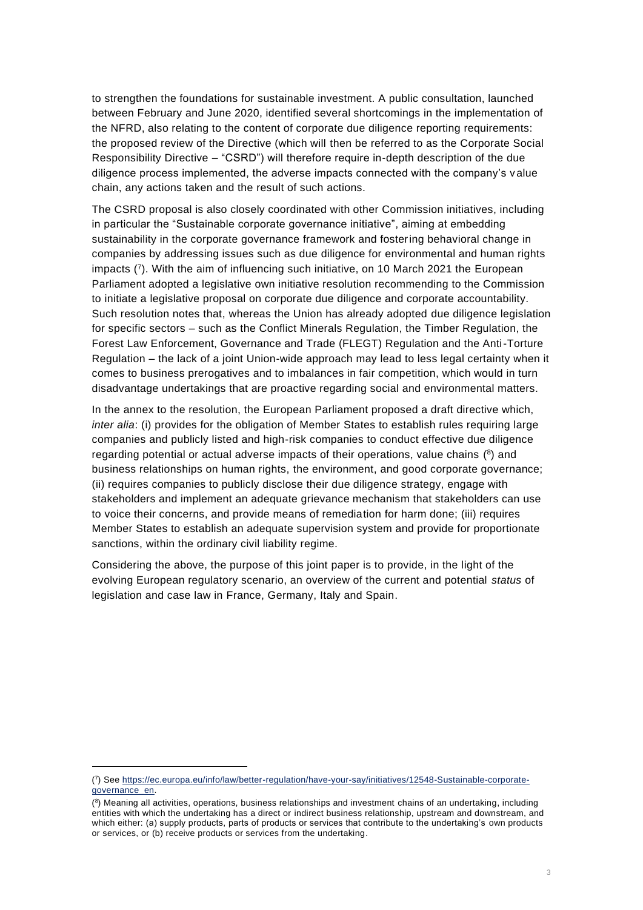to strengthen the foundations for sustainable investment. A public consultation, launched between February and June 2020, identified several shortcomings in the implementation of the NFRD, also relating to the content of corporate due diligence reporting requirements: the proposed review of the Directive (which will then be referred to as the Corporate Social Responsibility Directive – "CSRD") will therefore require in-depth description of the due diligence process implemented, the adverse impacts connected with the company's value chain, any actions taken and the result of such actions.

The CSRD proposal is also closely coordinated with other Commission initiatives, including in particular the "Sustainable corporate governance initiative", aiming at embedding sustainability in the corporate governance framework and fostering behavioral change in companies by addressing issues such as due diligence for environmental and human rights impacts ([7]). With the aim of influencing such initiative, on 10 March 2021 the European Parliament adopted a legislative own initiative resolution recommending to the Commission to initiate a legislative proposal on corporate due diligence and corporate accountability. Such resolution notes that, whereas the Union has already adopted due diligence legislation for specific sectors – such as the Conflict Minerals Regulation, the Timber Regulation, the Forest Law Enforcement, Governance and Trade (FLEGT) Regulation and the Anti-Torture Regulation – the lack of a joint Union-wide approach may lead to less legal certainty when it comes to business prerogatives and to imbalances in fair competition, which would in turn disadvantage undertakings that are proactive regarding social and environmental matters.

In the annex to the resolution, the European Parliament proposed a draft directive which, *inter alia*: (i) provides for the obligation of Member States to establish rules requiring large companies and publicly listed and high-risk companies to conduct effective due diligence regarding potential or actual adverse impacts of their operations, value chains ([8]) and business relationships on human rights, the environment, and good corporate governance; (ii) requires companies to publicly disclose their due diligence strategy, engage with stakeholders and implement an adequate grievance mechanism that stakeholders can use to voice their concerns, and provide means of remediation for harm done; (iii) requires Member States to establish an adequate supervision system and provide for proportionate sanctions, within the ordinary civil liability regime.

Considering the above, the purpose of this joint paper is to provide, in the light of the evolving European regulatory scenario, an overview of the current and potential *status* of legislation and case law in France, Germany, Italy and Spain.

---

([7]) See https://ec.europa.eu/info/law/better-regulation/have-your-say/initiatives/12548-Sustainable-corporate-governance_en.

([8]) Meaning all activities, operations, business relationships and investment chains of an undertaking, including entities with which the undertaking has a direct or indirect business relationship, upstream and downstream, and which either: (a) supply products, parts of products or services that contribute to the undertaking's own products or services, or (b) receive products or services from the undertaking.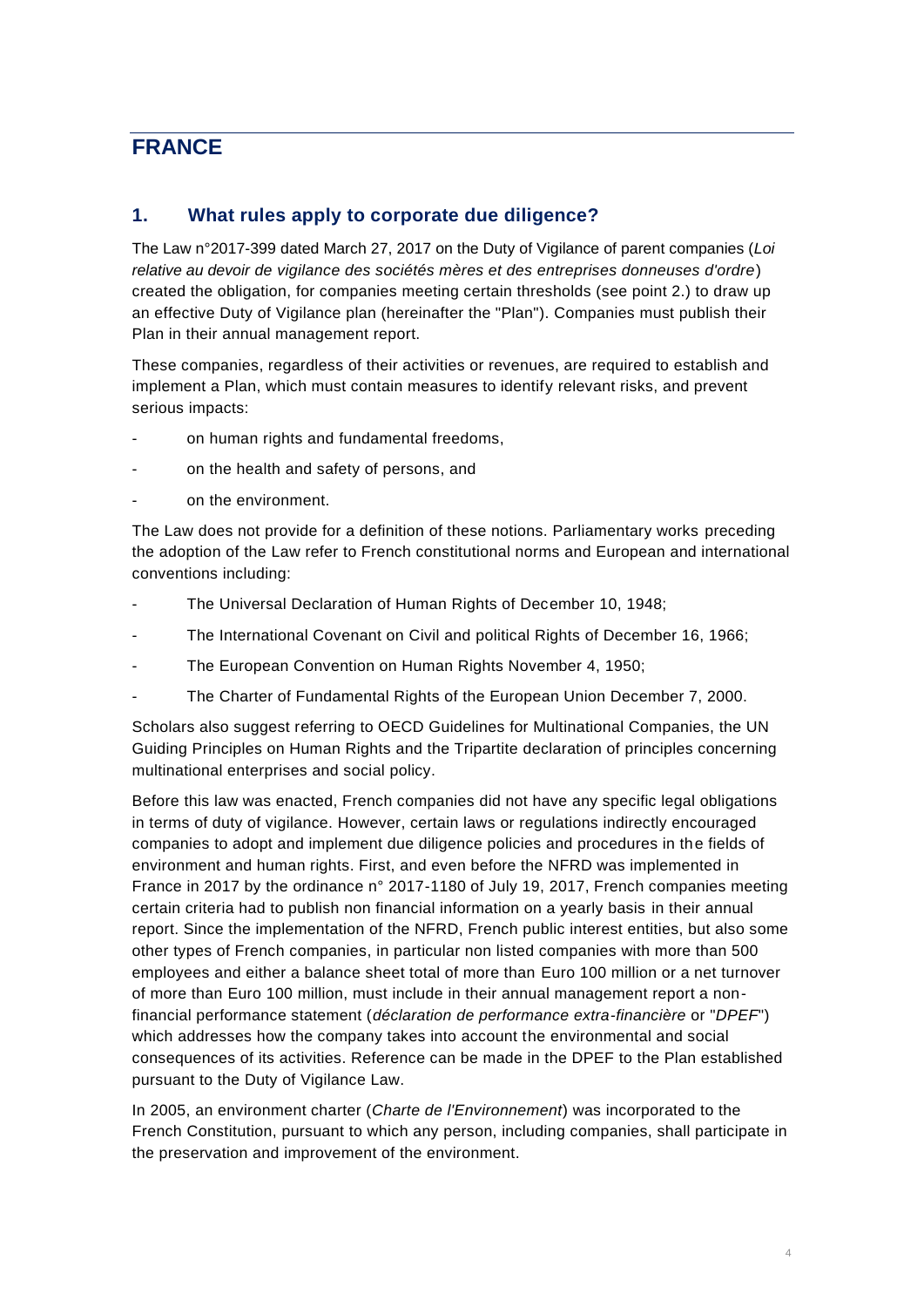# FRANCE

## 1. What rules apply to corporate due diligence?

The Law n°2017-399 dated March 27, 2017 on the Duty of Vigilance of parent companies (*Loi relative au devoir de vigilance des sociétés mères et des entreprises donneuses d'ordre*) created the obligation, for companies meeting certain thresholds (see point 2.) to draw up an effective Duty of Vigilance plan (hereinafter the "Plan"). Companies must publish their Plan in their annual management report.

These companies, regardless of their activities or revenues, are required to establish and implement a Plan, which must contain measures to identify relevant risks, and prevent serious impacts:

- on human rights and fundamental freedoms,
- on the health and safety of persons, and
- on the environment.

The Law does not provide for a definition of these notions. Parliamentary works preceding the adoption of the Law refer to French constitutional norms and European and international conventions including:

- The Universal Declaration of Human Rights of December 10, 1948;
- The International Covenant on Civil and political Rights of December 16, 1966;
- The European Convention on Human Rights November 4, 1950;
- The Charter of Fundamental Rights of the European Union December 7, 2000.

Scholars also suggest referring to OECD Guidelines for Multinational Companies, the UN Guiding Principles on Human Rights and the Tripartite declaration of principles concerning multinational enterprises and social policy.

Before this law was enacted, French companies did not have any specific legal obligations in terms of duty of vigilance. However, certain laws or regulations indirectly encouraged companies to adopt and implement due diligence policies and procedures in the fields of environment and human rights. First, and even before the NFRD was implemented in France in 2017 by the ordinance n° 2017-1180 of July 19, 2017, French companies meeting certain criteria had to publish non financial information on a yearly basis in their annual report. Since the implementation of the NFRD, French public interest entities, but also some other types of French companies, in particular non listed companies with more than 500 employees and either a balance sheet total of more than Euro 100 million or a net turnover of more than Euro 100 million, must include in their annual management report a non-financial performance statement (*déclaration de performance extra-financière* or "*DPEF*") which addresses how the company takes into account the environmental and social consequences of its activities. Reference can be made in the DPEF to the Plan established pursuant to the Duty of Vigilance Law.

In 2005, an environment charter (*Charte de l'Environnement*) was incorporated to the French Constitution, pursuant to which any person, including companies, shall participate in the preservation and improvement of the environment.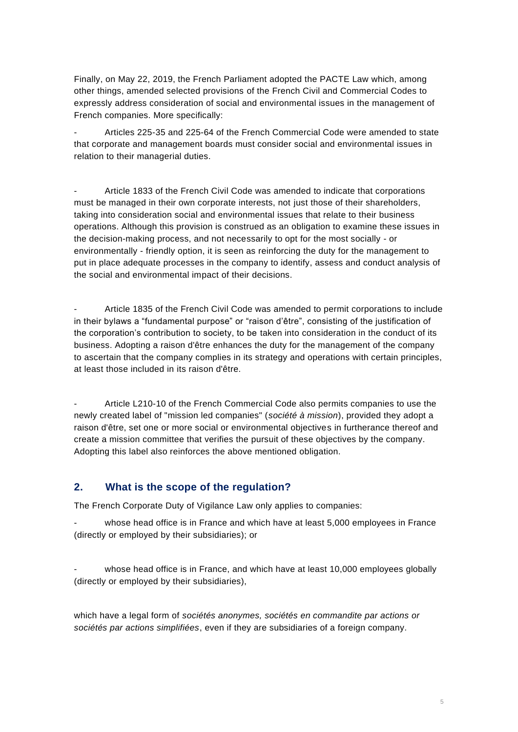Finally, on May 22, 2019, the French Parliament adopted the PACTE Law which, among other things, amended selected provisions of the French Civil and Commercial Codes to expressly address consideration of social and environmental issues in the management of French companies. More specifically:

- Articles 225-35 and 225-64 of the French Commercial Code were amended to state that corporate and management boards must consider social and environmental issues in relation to their managerial duties.

- Article 1833 of the French Civil Code was amended to indicate that corporations must be managed in their own corporate interests, not just those of their shareholders, taking into consideration social and environmental issues that relate to their business operations. Although this provision is construed as an obligation to examine these issues in the decision-making process, and not necessarily to opt for the most socially - or environmentally - friendly option, it is seen as reinforcing the duty for the management to put in place adequate processes in the company to identify, assess and conduct analysis of the social and environmental impact of their decisions.

- Article 1835 of the French Civil Code was amended to permit corporations to include in their bylaws a "fundamental purpose" or "raison d'être", consisting of the justification of the corporation's contribution to society, to be taken into consideration in the conduct of its business. Adopting a raison d'être enhances the duty for the management of the company to ascertain that the company complies in its strategy and operations with certain principles, at least those included in its raison d'être.

- Article L210-10 of the French Commercial Code also permits companies to use the newly created label of "mission led companies" (*société à mission*), provided they adopt a raison d'être, set one or more social or environmental objectives in furtherance thereof and create a mission committee that verifies the pursuit of these objectives by the company. Adopting this label also reinforces the above mentioned obligation.

## 2. What is the scope of the regulation?

The French Corporate Duty of Vigilance Law only applies to companies:

- whose head office is in France and which have at least 5,000 employees in France (directly or employed by their subsidiaries); or

- whose head office is in France, and which have at least 10,000 employees globally (directly or employed by their subsidiaries),

which have a legal form of *sociétés anonymes, sociétés en commandite par actions or sociétés par actions simplifiées*, even if they are subsidiaries of a foreign company.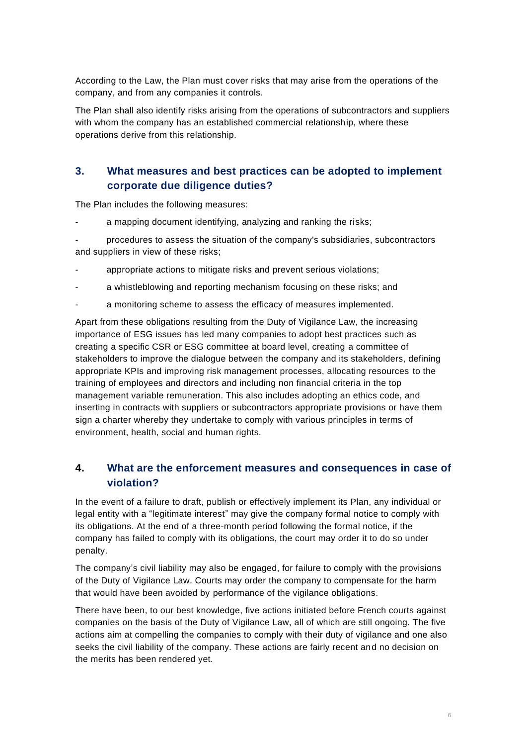According to the Law, the Plan must cover risks that may arise from the operations of the company, and from any companies it controls.

The Plan shall also identify risks arising from the operations of subcontractors and suppliers with whom the company has an established commercial relationship, where these operations derive from this relationship.

## 3. What measures and best practices can be adopted to implement corporate due diligence duties?

The Plan includes the following measures:

- a mapping document identifying, analyzing and ranking the risks;
- procedures to assess the situation of the company's subsidiaries, subcontractors and suppliers in view of these risks;
- appropriate actions to mitigate risks and prevent serious violations;
- a whistleblowing and reporting mechanism focusing on these risks; and
- a monitoring scheme to assess the efficacy of measures implemented.

Apart from these obligations resulting from the Duty of Vigilance Law, the increasing importance of ESG issues has led many companies to adopt best practices such as creating a specific CSR or ESG committee at board level, creating a committee of stakeholders to improve the dialogue between the company and its stakeholders, defining appropriate KPIs and improving risk management processes, allocating resources to the training of employees and directors and including non financial criteria in the top management variable remuneration. This also includes adopting an ethics code, and inserting in contracts with suppliers or subcontractors appropriate provisions or have them sign a charter whereby they undertake to comply with various principles in terms of environment, health, social and human rights.

## 4. What are the enforcement measures and consequences in case of violation?

In the event of a failure to draft, publish or effectively implement its Plan, any individual or legal entity with a "legitimate interest" may give the company formal notice to comply with its obligations. At the end of a three-month period following the formal notice, if the company has failed to comply with its obligations, the court may order it to do so under penalty.

The company's civil liability may also be engaged, for failure to comply with the provisions of the Duty of Vigilance Law. Courts may order the company to compensate for the harm that would have been avoided by performance of the vigilance obligations.

There have been, to our best knowledge, five actions initiated before French courts against companies on the basis of the Duty of Vigilance Law, all of which are still ongoing. The five actions aim at compelling the companies to comply with their duty of vigilance and one also seeks the civil liability of the company. These actions are fairly recent and no decision on the merits has been rendered yet.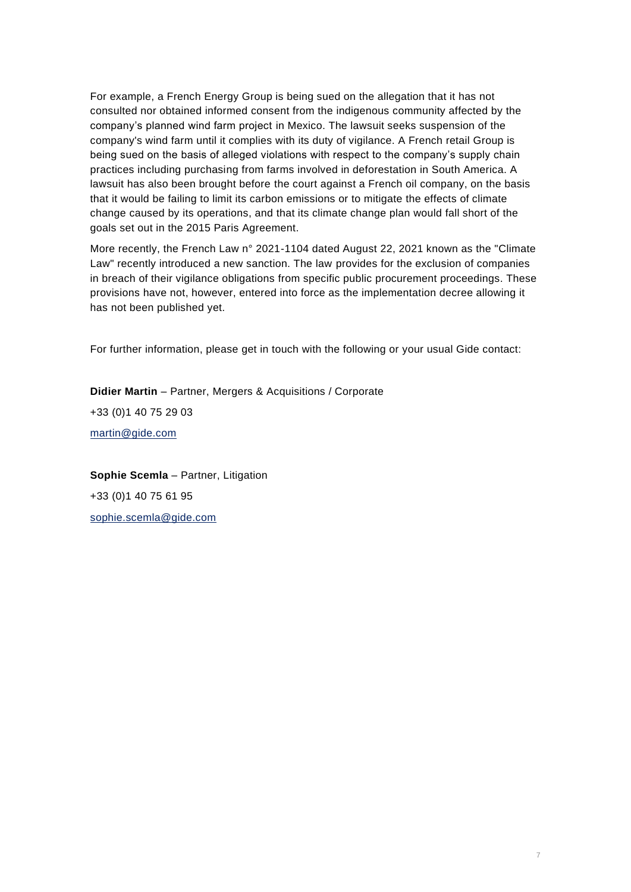For example, a French Energy Group is being sued on the allegation that it has not consulted nor obtained informed consent from the indigenous community affected by the company's planned wind farm project in Mexico. The lawsuit seeks suspension of the company's wind farm until it complies with its duty of vigilance. A French retail Group is being sued on the basis of alleged violations with respect to the company's supply chain practices including purchasing from farms involved in deforestation in South America. A lawsuit has also been brought before the court against a French oil company, on the basis that it would be failing to limit its carbon emissions or to mitigate the effects of climate change caused by its operations, and that its climate change plan would fall short of the goals set out in the 2015 Paris Agreement.

More recently, the French Law n° 2021-1104 dated August 22, 2021 known as the "Climate Law" recently introduced a new sanction. The law provides for the exclusion of companies in breach of their vigilance obligations from specific public procurement proceedings. These provisions have not, however, entered into force as the implementation decree allowing it has not been published yet.

For further information, please get in touch with the following or your usual Gide contact:

**Didier Martin** – Partner, Mergers & Acquisitions / Corporate

+33 (0)1 40 75 29 03

martin@gide.com

**Sophie Scemla** – Partner, Litigation

+33 (0)1 40 75 61 95

sophie.scemla@gide.com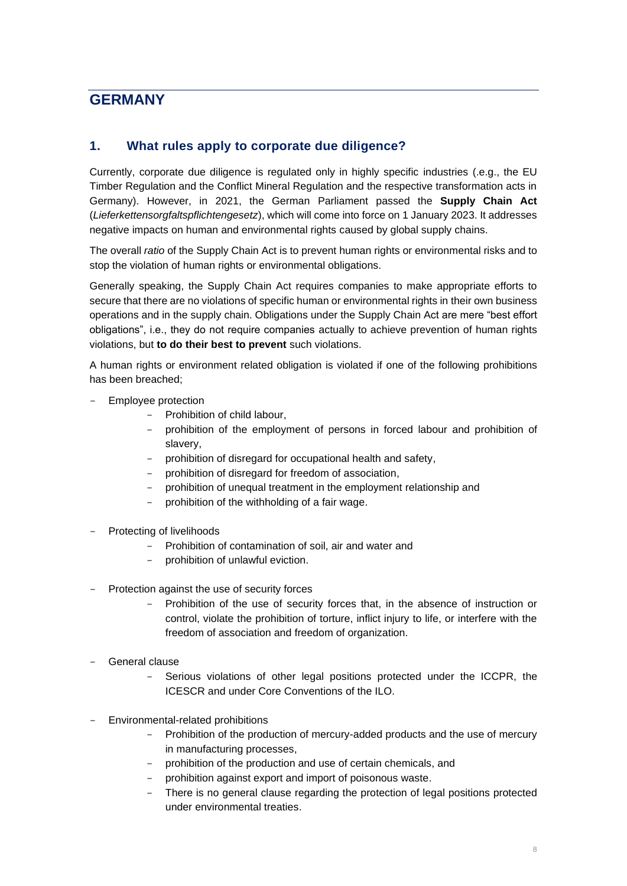## GERMANY

### 1. What rules apply to corporate due diligence?

Currently, corporate due diligence is regulated only in highly specific industries (.e.g., the EU Timber Regulation and the Conflict Mineral Regulation and the respective transformation acts in Germany). However, in 2021, the German Parliament passed the **Supply Chain Act** (*Lieferkettensorgfaltspflichtengesetz*), which will come into force on 1 January 2023. It addresses negative impacts on human and environmental rights caused by global supply chains.

The overall *ratio* of the Supply Chain Act is to prevent human rights or environmental risks and to stop the violation of human rights or environmental obligations.

Generally speaking, the Supply Chain Act requires companies to make appropriate efforts to secure that there are no violations of specific human or environmental rights in their own business operations and in the supply chain. Obligations under the Supply Chain Act are mere "best effort obligations", i.e., they do not require companies actually to achieve prevention of human rights violations, but **to do their best to prevent** such violations.

A human rights or environment related obligation is violated if one of the following prohibitions has been breached;

- Employee protection
    - Prohibition of child labour,
    - prohibition of the employment of persons in forced labour and prohibition of slavery,
    - prohibition of disregard for occupational health and safety,
    - prohibition of disregard for freedom of association,
    - prohibition of unequal treatment in the employment relationship and
    - prohibition of the withholding of a fair wage.
- Protecting of livelihoods
    - Prohibition of contamination of soil, air and water and
    - prohibition of unlawful eviction.
- Protection against the use of security forces
    - Prohibition of the use of security forces that, in the absence of instruction or control, violate the prohibition of torture, inflict injury to life, or interfere with the freedom of association and freedom of organization.
- General clause
    - Serious violations of other legal positions protected under the ICCPR, the ICESCR and under Core Conventions of the ILO.
- Environmental-related prohibitions
    - Prohibition of the production of mercury-added products and the use of mercury in manufacturing processes,
    - prohibition of the production and use of certain chemicals, and
    - prohibition against export and import of poisonous waste.
    - There is no general clause regarding the protection of legal positions protected under environmental treaties.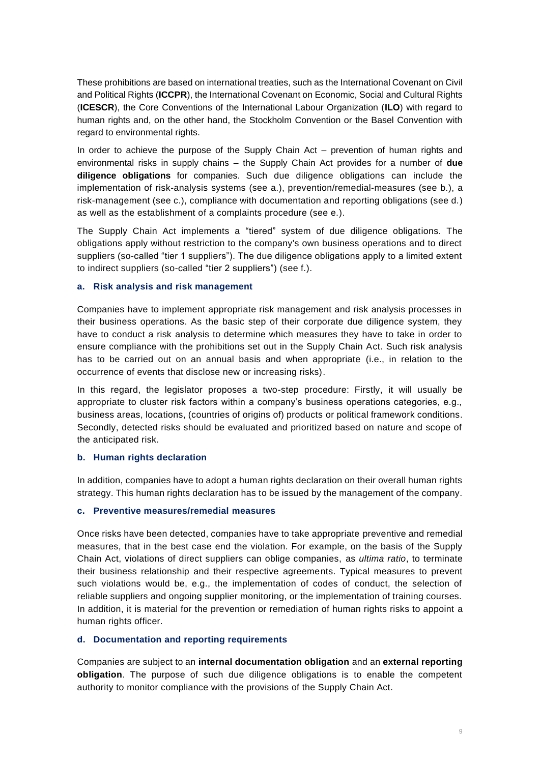These prohibitions are based on international treaties, such as the International Covenant on Civil and Political Rights (**ICCPR**), the International Covenant on Economic, Social and Cultural Rights (**ICESCR**), the Core Conventions of the International Labour Organization (**ILO**) with regard to human rights and, on the other hand, the Stockholm Convention or the Basel Convention with regard to environmental rights.

In order to achieve the purpose of the Supply Chain Act – prevention of human rights and environmental risks in supply chains – the Supply Chain Act provides for a number of **due diligence obligations** for companies. Such due diligence obligations can include the implementation of risk-analysis systems (see a.), prevention/remedial-measures (see b.), a risk-management (see c.), compliance with documentation and reporting obligations (see d.) as well as the establishment of a complaints procedure (see e.).

The Supply Chain Act implements a "tiered" system of due diligence obligations. The obligations apply without restriction to the company's own business operations and to direct suppliers (so-called "tier 1 suppliers"). The due diligence obligations apply to a limited extent to indirect suppliers (so-called "tier 2 suppliers") (see f.).

### a. Risk analysis and risk management

Companies have to implement appropriate risk management and risk analysis processes in their business operations. As the basic step of their corporate due diligence system, they have to conduct a risk analysis to determine which measures they have to take in order to ensure compliance with the prohibitions set out in the Supply Chain Act. Such risk analysis has to be carried out on an annual basis and when appropriate (i.e., in relation to the occurrence of events that disclose new or increasing risks).

In this regard, the legislator proposes a two-step procedure: Firstly, it will usually be appropriate to cluster risk factors within a company's business operations categories, e.g., business areas, locations, (countries of origins of) products or political framework conditions. Secondly, detected risks should be evaluated and prioritized based on nature and scope of the anticipated risk.

### b. Human rights declaration

In addition, companies have to adopt a human rights declaration on their overall human rights strategy. This human rights declaration has to be issued by the management of the company.

### c. Preventive measures/remedial measures

Once risks have been detected, companies have to take appropriate preventive and remedial measures, that in the best case end the violation. For example, on the basis of the Supply Chain Act, violations of direct suppliers can oblige companies, as *ultima ratio*, to terminate their business relationship and their respective agreements. Typical measures to prevent such violations would be, e.g., the implementation of codes of conduct, the selection of reliable suppliers and ongoing supplier monitoring, or the implementation of training courses. In addition, it is material for the prevention or remediation of human rights risks to appoint a human rights officer.

### d. Documentation and reporting requirements

Companies are subject to an **internal documentation obligation** and an **external reporting obligation**. The purpose of such due diligence obligations is to enable the competent authority to monitor compliance with the provisions of the Supply Chain Act.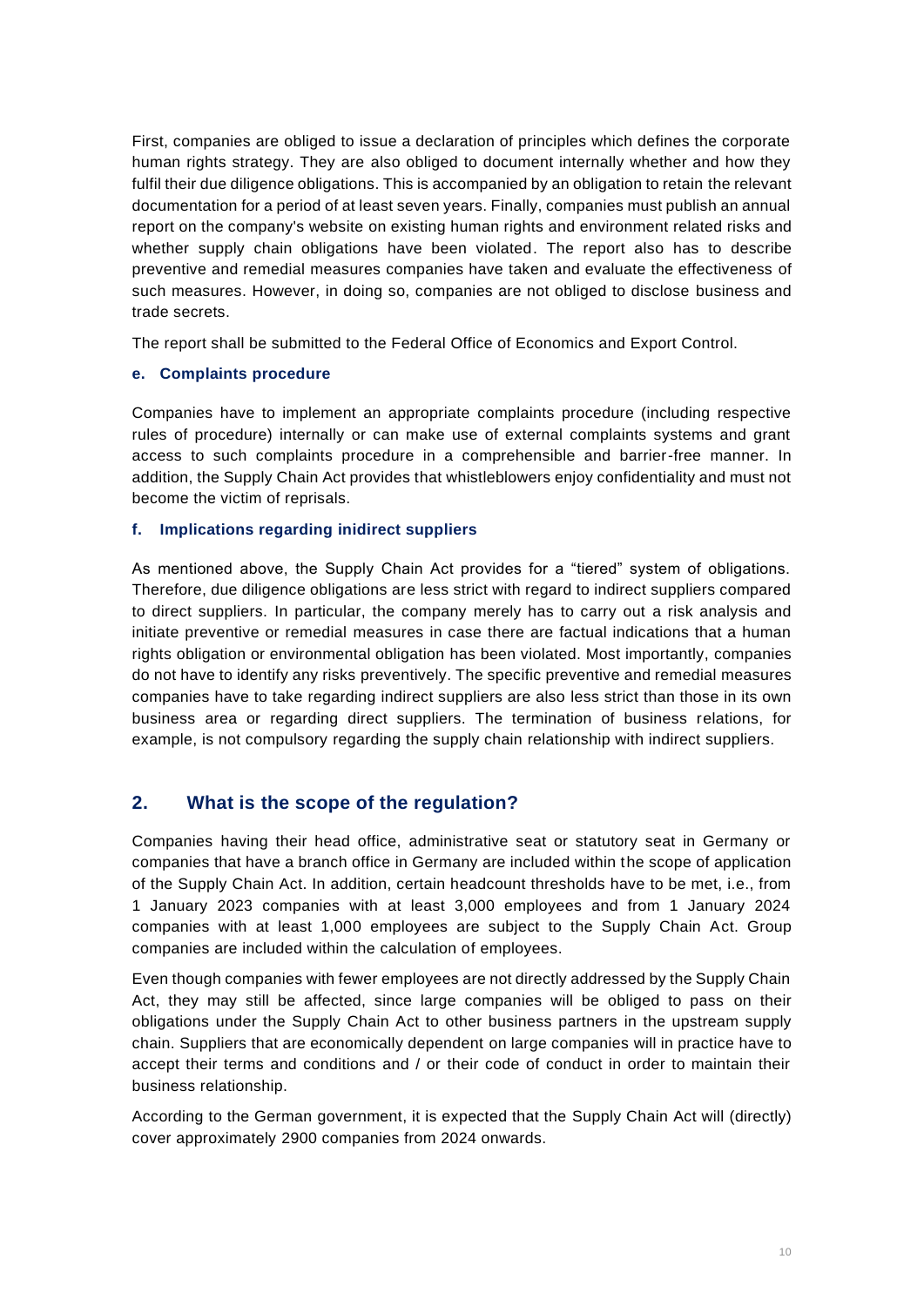First, companies are obliged to issue a declaration of principles which defines the corporate human rights strategy. They are also obliged to document internally whether and how they fulfil their due diligence obligations. This is accompanied by an obligation to retain the relevant documentation for a period of at least seven years. Finally, companies must publish an annual report on the company's website on existing human rights and environment related risks and whether supply chain obligations have been violated. The report also has to describe preventive and remedial measures companies have taken and evaluate the effectiveness of such measures. However, in doing so, companies are not obliged to disclose business and trade secrets.

The report shall be submitted to the Federal Office of Economics and Export Control.

#### e. Complaints procedure

Companies have to implement an appropriate complaints procedure (including respective rules of procedure) internally or can make use of external complaints systems and grant access to such complaints procedure in a comprehensible and barrier-free manner. In addition, the Supply Chain Act provides that whistleblowers enjoy confidentiality and must not become the victim of reprisals.

#### f. Implications regarding inidirect suppliers

As mentioned above, the Supply Chain Act provides for a "tiered" system of obligations. Therefore, due diligence obligations are less strict with regard to indirect suppliers compared to direct suppliers. In particular, the company merely has to carry out a risk analysis and initiate preventive or remedial measures in case there are factual indications that a human rights obligation or environmental obligation has been violated. Most importantly, companies do not have to identify any risks preventively. The specific preventive and remedial measures companies have to take regarding indirect suppliers are also less strict than those in its own business area or regarding direct suppliers. The termination of business relations, for example, is not compulsory regarding the supply chain relationship with indirect suppliers.

## 2. What is the scope of the regulation?

Companies having their head office, administrative seat or statutory seat in Germany or companies that have a branch office in Germany are included within the scope of application of the Supply Chain Act. In addition, certain headcount thresholds have to be met, i.e., from 1 January 2023 companies with at least 3,000 employees and from 1 January 2024 companies with at least 1,000 employees are subject to the Supply Chain Act. Group companies are included within the calculation of employees.

Even though companies with fewer employees are not directly addressed by the Supply Chain Act, they may still be affected, since large companies will be obliged to pass on their obligations under the Supply Chain Act to other business partners in the upstream supply chain. Suppliers that are economically dependent on large companies will in practice have to accept their terms and conditions and / or their code of conduct in order to maintain their business relationship.

According to the German government, it is expected that the Supply Chain Act will (directly) cover approximately 2900 companies from 2024 onwards.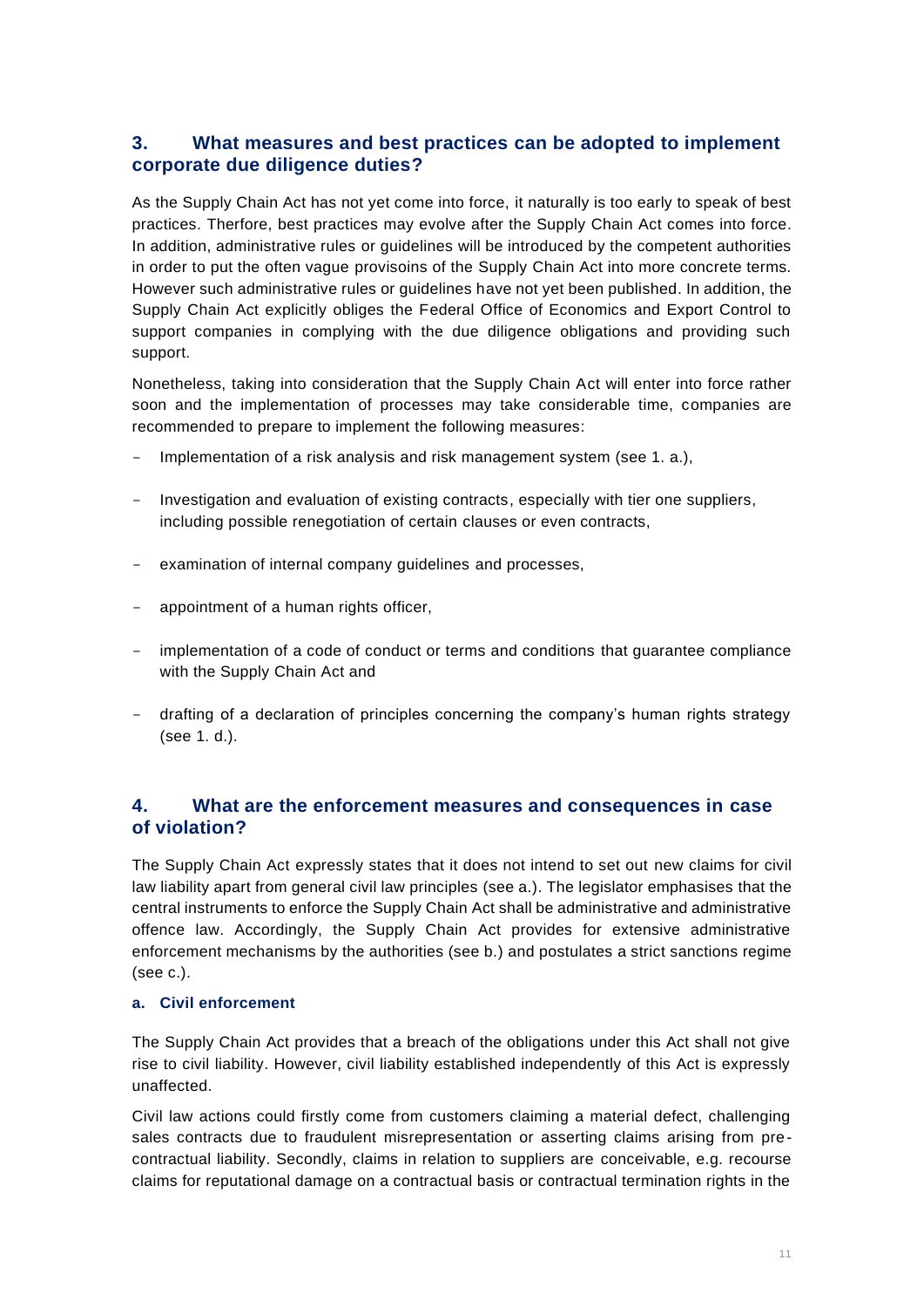## 3. What measures and best practices can be adopted to implement corporate due diligence duties?

As the Supply Chain Act has not yet come into force, it naturally is too early to speak of best practices. Therfore, best practices may evolve after the Supply Chain Act comes into force. In addition, administrative rules or guidelines will be introduced by the competent authorities in order to put the often vague provisoins of the Supply Chain Act into more concrete terms. However such administrative rules or guidelines have not yet been published. In addition, the Supply Chain Act explicitly obliges the Federal Office of Economics and Export Control to support companies in complying with the due diligence obligations and providing such support.

Nonetheless, taking into consideration that the Supply Chain Act will enter into force rather soon and the implementation of processes may take considerable time, companies are recommended to prepare to implement the following measures:

- Implementation of a risk analysis and risk management system (see 1. a.),
- Investigation and evaluation of existing contracts, especially with tier one suppliers, including possible renegotiation of certain clauses or even contracts,
- examination of internal company guidelines and processes,
- appointment of a human rights officer,
- implementation of a code of conduct or terms and conditions that guarantee compliance with the Supply Chain Act and
- drafting of a declaration of principles concerning the company's human rights strategy (see 1. d.).

## 4. What are the enforcement measures and consequences in case of violation?

The Supply Chain Act expressly states that it does not intend to set out new claims for civil law liability apart from general civil law principles (see a.). The legislator emphasises that the central instruments to enforce the Supply Chain Act shall be administrative and administrative offence law. Accordingly, the Supply Chain Act provides for extensive administrative enforcement mechanisms by the authorities (see b.) and postulates a strict sanctions regime (see c.).

### a. Civil enforcement

The Supply Chain Act provides that a breach of the obligations under this Act shall not give rise to civil liability. However, civil liability established independently of this Act is expressly unaffected.

Civil law actions could firstly come from customers claiming a material defect, challenging sales contracts due to fraudulent misrepresentation or asserting claims arising from pre-contractual liability. Secondly, claims in relation to suppliers are conceivable, e.g. recourse claims for reputational damage on a contractual basis or contractual termination rights in the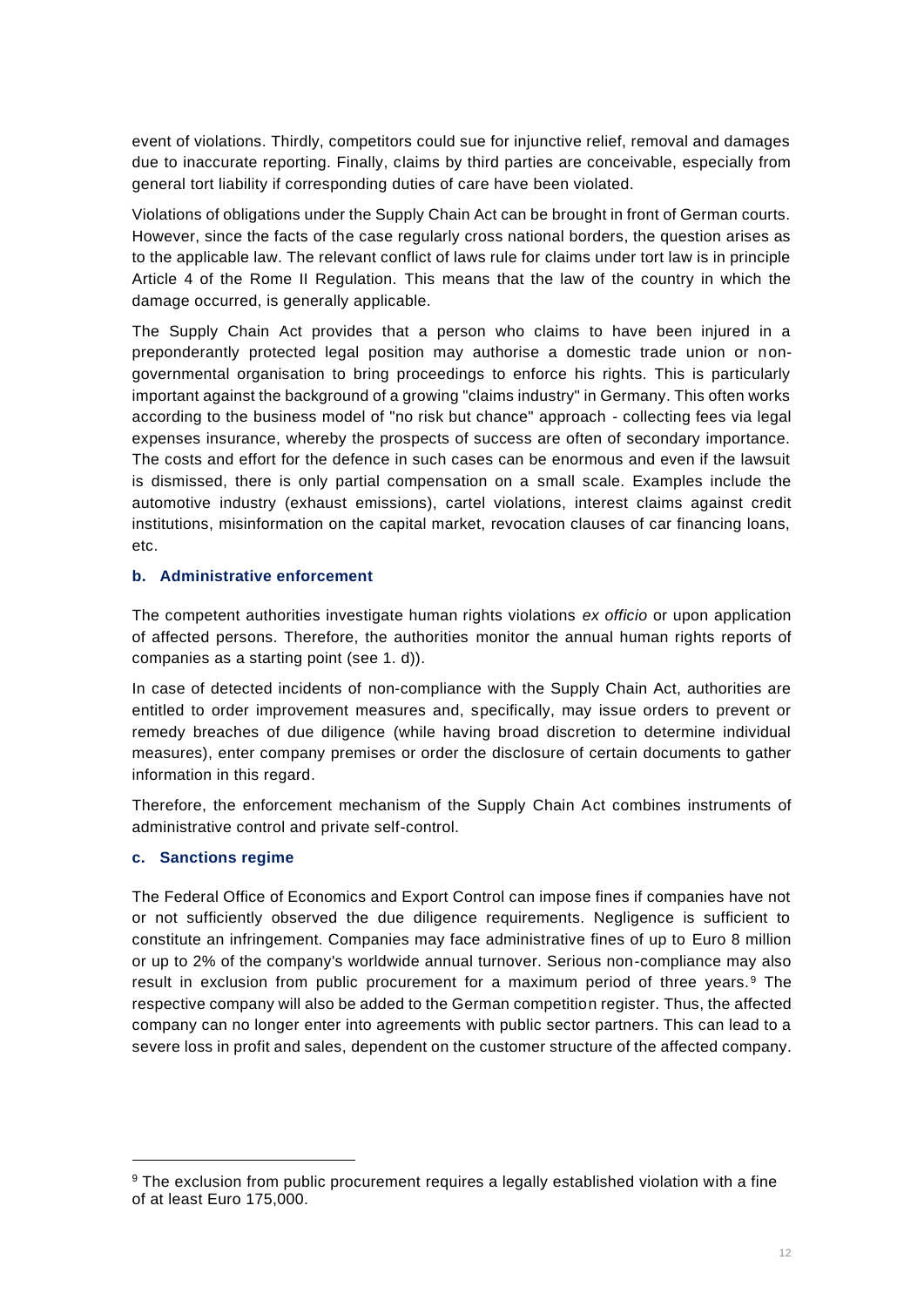event of violations. Thirdly, competitors could sue for injunctive relief, removal and damages due to inaccurate reporting. Finally, claims by third parties are conceivable, especially from general tort liability if corresponding duties of care have been violated.

Violations of obligations under the Supply Chain Act can be brought in front of German courts. However, since the facts of the case regularly cross national borders, the question arises as to the applicable law. The relevant conflict of laws rule for claims under tort law is in principle Article 4 of the Rome II Regulation. This means that the law of the country in which the damage occurred, is generally applicable.

The Supply Chain Act provides that a person who claims to have been injured in a preponderantly protected legal position may authorise a domestic trade union or non-governmental organisation to bring proceedings to enforce his rights. This is particularly important against the background of a growing "claims industry" in Germany. This often works according to the business model of "no risk but chance" approach - collecting fees via legal expenses insurance, whereby the prospects of success are often of secondary importance. The costs and effort for the defence in such cases can be enormous and even if the lawsuit is dismissed, there is only partial compensation on a small scale. Examples include the automotive industry (exhaust emissions), cartel violations, interest claims against credit institutions, misinformation on the capital market, revocation clauses of car financing loans, etc.

### b. Administrative enforcement

The competent authorities investigate human rights violations *ex officio* or upon application of affected persons. Therefore, the authorities monitor the annual human rights reports of companies as a starting point (see 1. d)).

In case of detected incidents of non-compliance with the Supply Chain Act, authorities are entitled to order improvement measures and, specifically, may issue orders to prevent or remedy breaches of due diligence (while having broad discretion to determine individual measures), enter company premises or order the disclosure of certain documents to gather information in this regard.

Therefore, the enforcement mechanism of the Supply Chain Act combines instruments of administrative control and private self-control.

### c. Sanctions regime

The Federal Office of Economics and Export Control can impose fines if companies have not or not sufficiently observed the due diligence requirements. Negligence is sufficient to constitute an infringement. Companies may face administrative fines of up to Euro 8 million or up to 2% of the company's worldwide annual turnover. Serious non-compliance may also result in exclusion from public procurement for a maximum period of three years.[9] The respective company will also be added to the German competition register. Thus, the affected company can no longer enter into agreements with public sector partners. This can lead to a severe loss in profit and sales, dependent on the customer structure of the affected company.

---

[9] The exclusion from public procurement requires a legally established violation with a fine of at least Euro 175,000.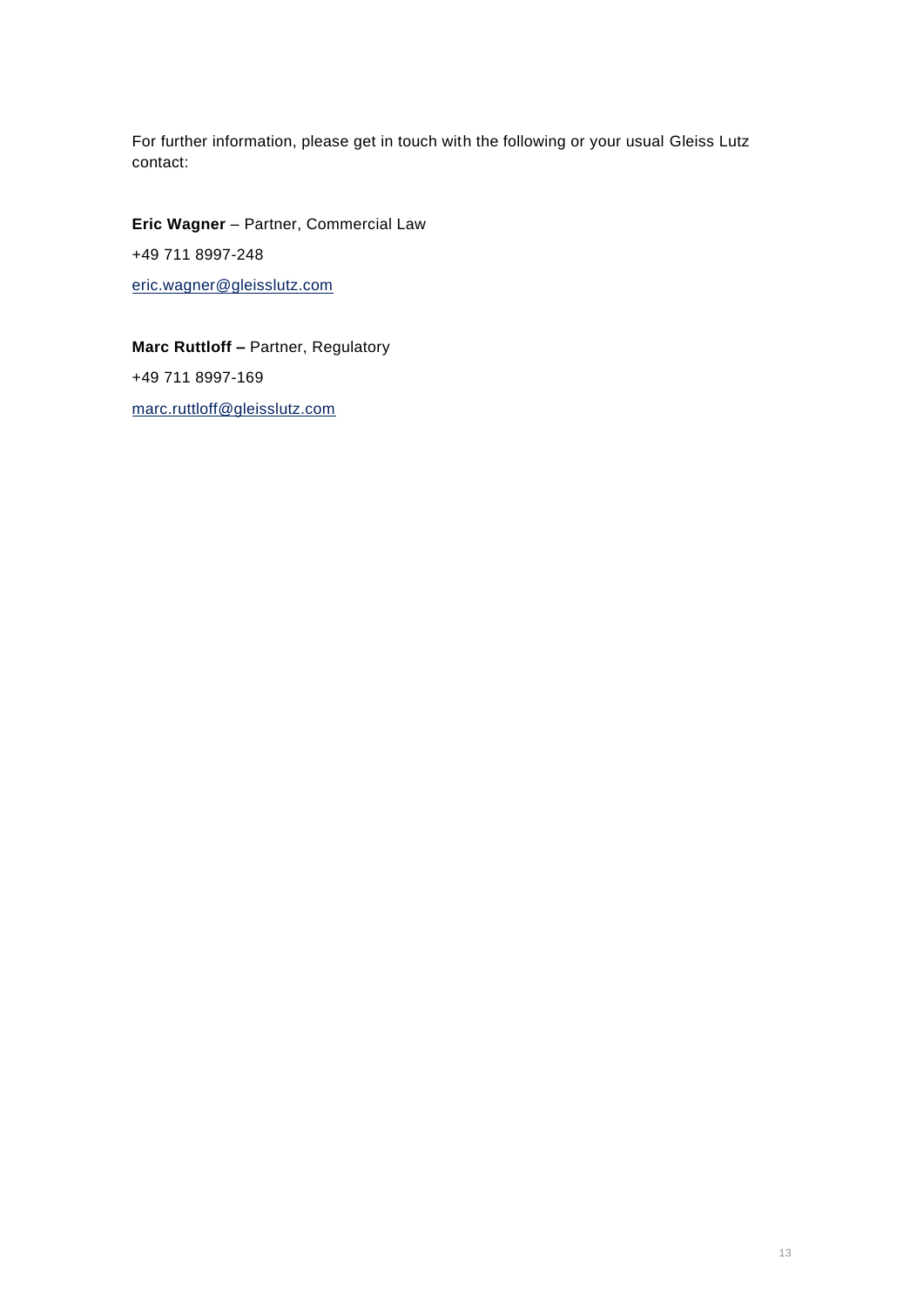For further information, please get in touch with the following or your usual Gleiss Lutz contact:

**Eric Wagner** – Partner, Commercial Law

+49 711 8997-248

eric.wagner@gleisslutz.com

**Marc Ruttloff –** Partner, Regulatory

+49 711 8997-169

marc.ruttloff@gleisslutz.com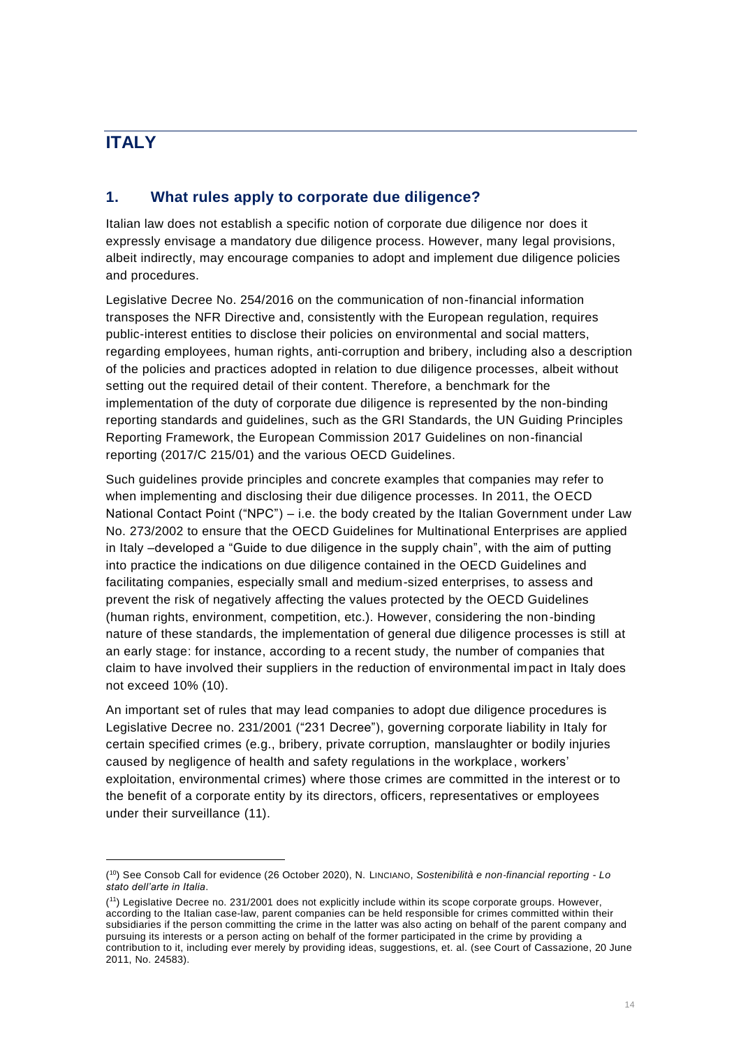# ITALY

## 1. What rules apply to corporate due diligence?

Italian law does not establish a specific notion of corporate due diligence nor does it expressly envisage a mandatory due diligence process. However, many legal provisions, albeit indirectly, may encourage companies to adopt and implement due diligence policies and procedures.

Legislative Decree No. 254/2016 on the communication of non-financial information transposes the NFR Directive and, consistently with the European regulation, requires public-interest entities to disclose their policies on environmental and social matters, regarding employees, human rights, anti-corruption and bribery, including also a description of the policies and practices adopted in relation to due diligence processes, albeit without setting out the required detail of their content. Therefore, a benchmark for the implementation of the duty of corporate due diligence is represented by the non-binding reporting standards and guidelines, such as the GRI Standards, the UN Guiding Principles Reporting Framework, the European Commission 2017 Guidelines on non-financial reporting (2017/C 215/01) and the various OECD Guidelines.

Such guidelines provide principles and concrete examples that companies may refer to when implementing and disclosing their due diligence processes. In 2011, the OECD National Contact Point ("NPC") – i.e. the body created by the Italian Government under Law No. 273/2002 to ensure that the OECD Guidelines for Multinational Enterprises are applied in Italy –developed a "Guide to due diligence in the supply chain", with the aim of putting into practice the indications on due diligence contained in the OECD Guidelines and facilitating companies, especially small and medium-sized enterprises, to assess and prevent the risk of negatively affecting the values protected by the OECD Guidelines (human rights, environment, competition, etc.). However, considering the non-binding nature of these standards, the implementation of general due diligence processes is still at an early stage: for instance, according to a recent study, the number of companies that claim to have involved their suppliers in the reduction of environmental impact in Italy does not exceed 10% (10).

An important set of rules that may lead companies to adopt due diligence procedures is Legislative Decree no. 231/2001 ("231 Decree"), governing corporate liability in Italy for certain specified crimes (e.g., bribery, private corruption, manslaughter or bodily injuries caused by negligence of health and safety regulations in the workplace, workers' exploitation, environmental crimes) where those crimes are committed in the interest or to the benefit of a corporate entity by its directors, officers, representatives or employees under their surveillance (11).

---

(10) See Consob Call for evidence (26 October 2020), N. LINCIANO, *Sostenibilità e non-financial reporting - Lo stato dell'arte in Italia*.

(11) Legislative Decree no. 231/2001 does not explicitly include within its scope corporate groups. However, according to the Italian case-law, parent companies can be held responsible for crimes committed within their subsidiaries if the person committing the crime in the latter was also acting on behalf of the parent company and pursuing its interests or a person acting on behalf of the former participated in the crime by providing a contribution to it, including ever merely by providing ideas, suggestions, et. al. (see Court of Cassazione, 20 June 2011, No. 24583).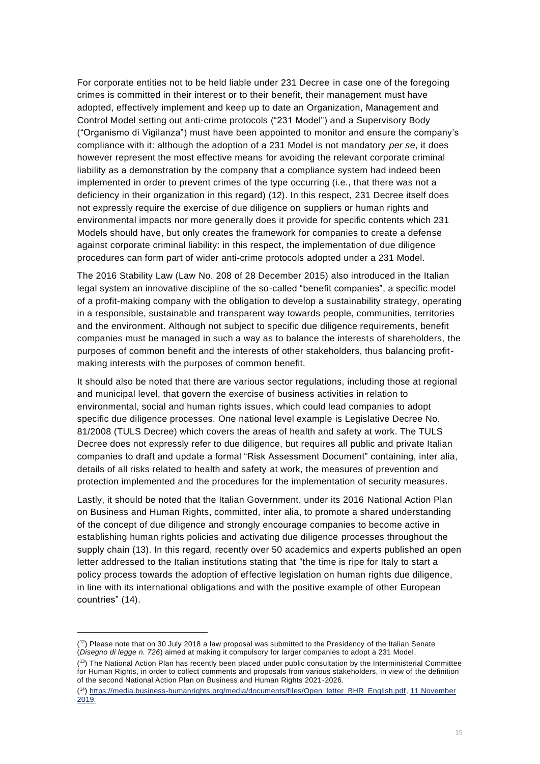For corporate entities not to be held liable under 231 Decree in case one of the foregoing crimes is committed in their interest or to their benefit, their management must have adopted, effectively implement and keep up to date an Organization, Management and Control Model setting out anti-crime protocols ("231 Model") and a Supervisory Body ("Organismo di Vigilanza") must have been appointed to monitor and ensure the company's compliance with it: although the adoption of a 231 Model is not mandatory *per se*, it does however represent the most effective means for avoiding the relevant corporate criminal liability as a demonstration by the company that a compliance system had indeed been implemented in order to prevent crimes of the type occurring (i.e., that there was not a deficiency in their organization in this regard) (12). In this respect, 231 Decree itself does not expressly require the exercise of due diligence on suppliers or human rights and environmental impacts nor more generally does it provide for specific contents which 231 Models should have, but only creates the framework for companies to create a defense against corporate criminal liability: in this respect, the implementation of due diligence procedures can form part of wider anti-crime protocols adopted under a 231 Model.

The 2016 Stability Law (Law No. 208 of 28 December 2015) also introduced in the Italian legal system an innovative discipline of the so-called "benefit companies", a specific model of a profit-making company with the obligation to develop a sustainability strategy, operating in a responsible, sustainable and transparent way towards people, communities, territories and the environment. Although not subject to specific due diligence requirements, benefit companies must be managed in such a way as to balance the interests of shareholders, the purposes of common benefit and the interests of other stakeholders, thus balancing profit-making interests with the purposes of common benefit.

It should also be noted that there are various sector regulations, including those at regional and municipal level, that govern the exercise of business activities in relation to environmental, social and human rights issues, which could lead companies to adopt specific due diligence processes. One national level example is Legislative Decree No. 81/2008 (TULS Decree) which covers the areas of health and safety at work. The TULS Decree does not expressly refer to due diligence, but requires all public and private Italian companies to draft and update a formal "Risk Assessment Document" containing, inter alia, details of all risks related to health and safety at work, the measures of prevention and protection implemented and the procedures for the implementation of security measures.

Lastly, it should be noted that the Italian Government, under its 2016 National Action Plan on Business and Human Rights, committed, inter alia, to promote a shared understanding of the concept of due diligence and strongly encourage companies to become active in establishing human rights policies and activating due diligence processes throughout the supply chain (13). In this regard, recently over 50 academics and experts published an open letter addressed to the Italian institutions stating that "the time is ripe for Italy to start a policy process towards the adoption of effective legislation on human rights due diligence, in line with its international obligations and with the positive example of other European countries" (14).

---

([12]) Please note that on 30 July 2018 a law proposal was submitted to the Presidency of the Italian Senate (*Disegno di legge n. 726*) aimed at making it compulsory for larger companies to adopt a 231 Model.

([13]) The National Action Plan has recently been placed under public consultation by the Interministerial Committee for Human Rights, in order to collect comments and proposals from various stakeholders, in view of the definition of the second National Action Plan on Business and Human Rights 2021-2026.

([14]) https://media.business-humanrights.org/media/documents/files/Open_letter_BHR_English.pdf, 11 November 2019.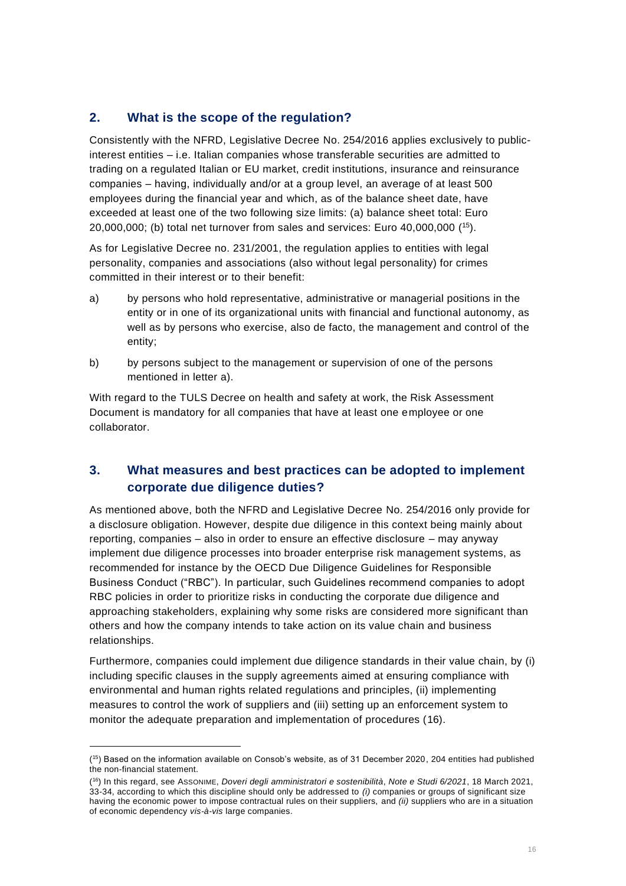## 2. What is the scope of the regulation?

Consistently with the NFRD, Legislative Decree No. 254/2016 applies exclusively to public-interest entities – i.e. Italian companies whose transferable securities are admitted to trading on a regulated Italian or EU market, credit institutions, insurance and reinsurance companies – having, individually and/or at a group level, an average of at least 500 employees during the financial year and which, as of the balance sheet date, have exceeded at least one of the two following size limits: (a) balance sheet total: Euro 20,000,000; (b) total net turnover from sales and services: Euro 40,000,000 ([15]).

As for Legislative Decree no. 231/2001, the regulation applies to entities with legal personality, companies and associations (also without legal personality) for crimes committed in their interest or to their benefit:

a) by persons who hold representative, administrative or managerial positions in the entity or in one of its organizational units with financial and functional autonomy, as well as by persons who exercise, also de facto, the management and control of the entity;

b) by persons subject to the management or supervision of one of the persons mentioned in letter a).

With regard to the TULS Decree on health and safety at work, the Risk Assessment Document is mandatory for all companies that have at least one employee or one collaborator.

## 3. What measures and best practices can be adopted to implement corporate due diligence duties?

As mentioned above, both the NFRD and Legislative Decree No. 254/2016 only provide for a disclosure obligation. However, despite due diligence in this context being mainly about reporting, companies – also in order to ensure an effective disclosure – may anyway implement due diligence processes into broader enterprise risk management systems, as recommended for instance by the OECD Due Diligence Guidelines for Responsible Business Conduct ("RBC"). In particular, such Guidelines recommend companies to adopt RBC policies in order to prioritize risks in conducting the corporate due diligence and approaching stakeholders, explaining why some risks are considered more significant than others and how the company intends to take action on its value chain and business relationships.

Furthermore, companies could implement due diligence standards in their value chain, by (i) including specific clauses in the supply agreements aimed at ensuring compliance with environmental and human rights related regulations and principles, (ii) implementing measures to control the work of suppliers and (iii) setting up an enforcement system to monitor the adequate preparation and implementation of procedures (16).

---

([15]) Based on the information available on Consob's website, as of 31 December 2020, 204 entities had published the non-financial statement.

([16]) In this regard, see ASSONIME, *Doveri degli amministratori e sostenibilità*, *Note e Studi 6/2021*, 18 March 2021, 33-34, according to which this discipline should only be addressed to *(i)* companies or groups of significant size having the economic power to impose contractual rules on their suppliers, and *(ii)* suppliers who are in a situation of economic dependency *vis-à-vis* large companies.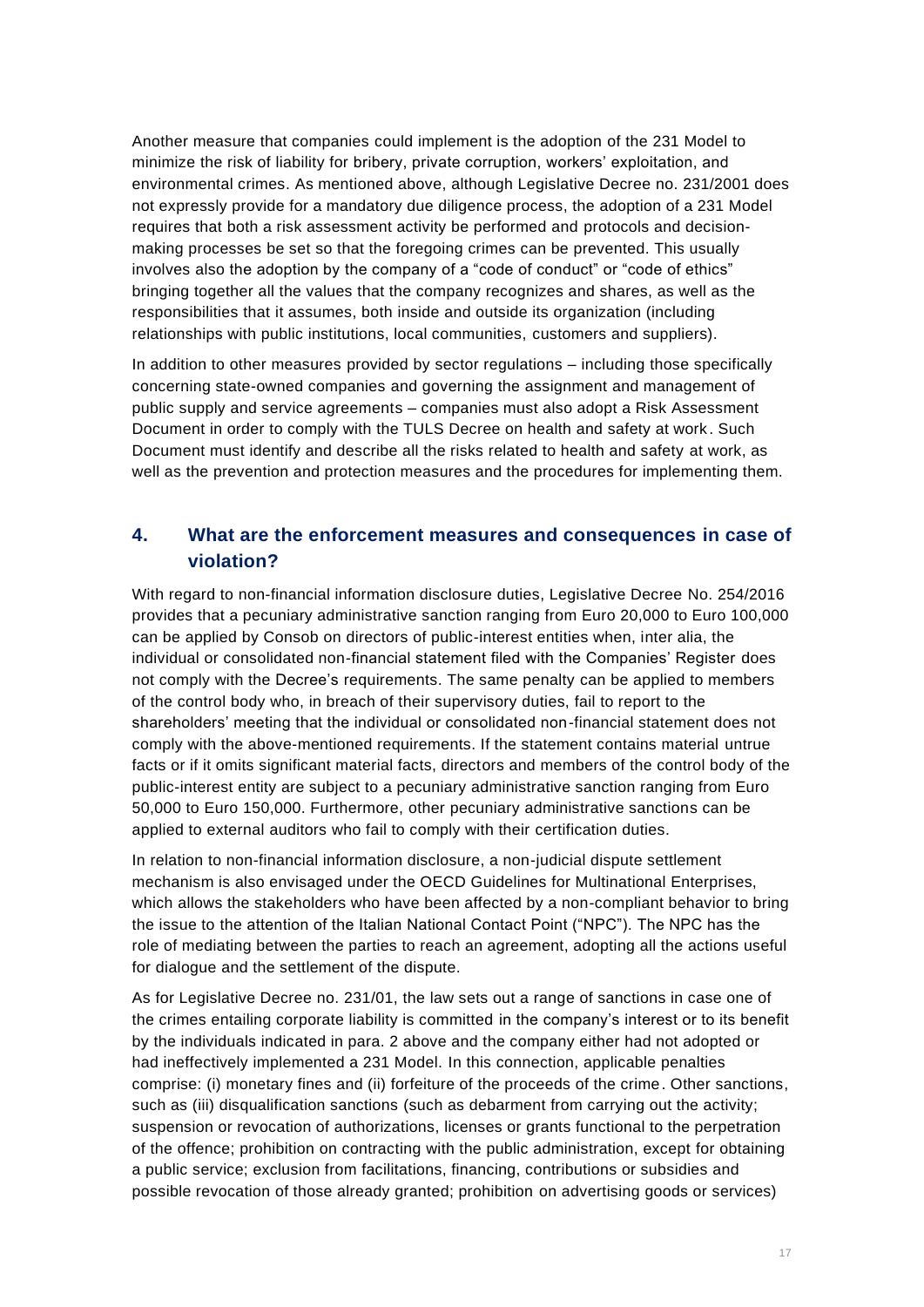Another measure that companies could implement is the adoption of the 231 Model to minimize the risk of liability for bribery, private corruption, workers' exploitation, and environmental crimes. As mentioned above, although Legislative Decree no. 231/2001 does not expressly provide for a mandatory due diligence process, the adoption of a 231 Model requires that both a risk assessment activity be performed and protocols and decision-making processes be set so that the foregoing crimes can be prevented. This usually involves also the adoption by the company of a "code of conduct" or "code of ethics" bringing together all the values that the company recognizes and shares, as well as the responsibilities that it assumes, both inside and outside its organization (including relationships with public institutions, local communities, customers and suppliers).

In addition to other measures provided by sector regulations – including those specifically concerning state-owned companies and governing the assignment and management of public supply and service agreements – companies must also adopt a Risk Assessment Document in order to comply with the TULS Decree on health and safety at work. Such Document must identify and describe all the risks related to health and safety at work, as well as the prevention and protection measures and the procedures for implementing them.

## 4. What are the enforcement measures and consequences in case of violation?

With regard to non-financial information disclosure duties, Legislative Decree No. 254/2016 provides that a pecuniary administrative sanction ranging from Euro 20,000 to Euro 100,000 can be applied by Consob on directors of public-interest entities when, inter alia, the individual or consolidated non-financial statement filed with the Companies' Register does not comply with the Decree's requirements. The same penalty can be applied to members of the control body who, in breach of their supervisory duties, fail to report to the shareholders' meeting that the individual or consolidated non-financial statement does not comply with the above-mentioned requirements. If the statement contains material untrue facts or if it omits significant material facts, directors and members of the control body of the public-interest entity are subject to a pecuniary administrative sanction ranging from Euro 50,000 to Euro 150,000. Furthermore, other pecuniary administrative sanctions can be applied to external auditors who fail to comply with their certification duties.

In relation to non-financial information disclosure, a non-judicial dispute settlement mechanism is also envisaged under the OECD Guidelines for Multinational Enterprises, which allows the stakeholders who have been affected by a non-compliant behavior to bring the issue to the attention of the Italian National Contact Point ("NPC"). The NPC has the role of mediating between the parties to reach an agreement, adopting all the actions useful for dialogue and the settlement of the dispute.

As for Legislative Decree no. 231/01, the law sets out a range of sanctions in case one of the crimes entailing corporate liability is committed in the company's interest or to its benefit by the individuals indicated in para. 2 above and the company either had not adopted or had ineffectively implemented a 231 Model. In this connection, applicable penalties comprise: (i) monetary fines and (ii) forfeiture of the proceeds of the crime. Other sanctions, such as (iii) disqualification sanctions (such as debarment from carrying out the activity; suspension or revocation of authorizations, licenses or grants functional to the perpetration of the offence; prohibition on contracting with the public administration, except for obtaining a public service; exclusion from facilitations, financing, contributions or subsidies and possible revocation of those already granted; prohibition on advertising goods or services)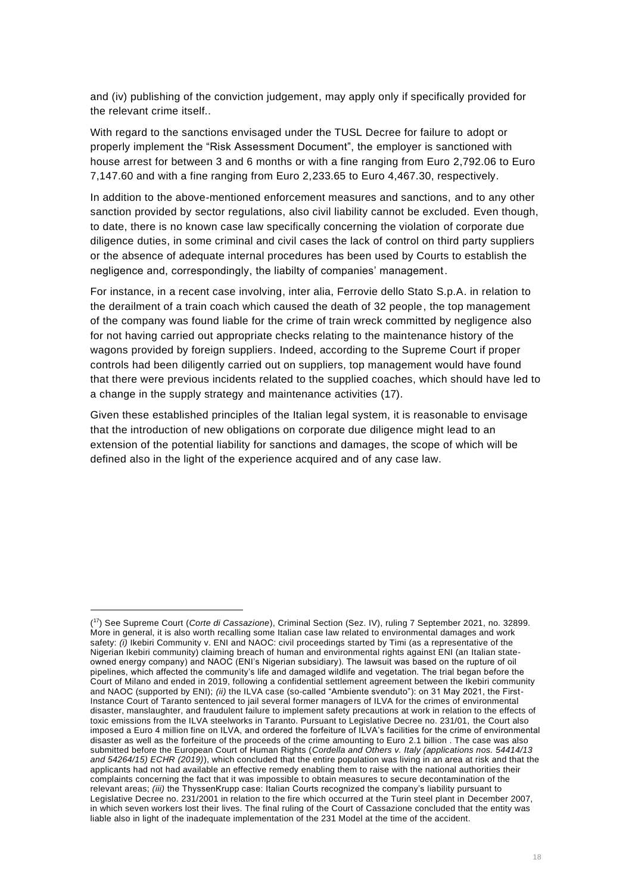and (iv) publishing of the conviction judgement, may apply only if specifically provided for the relevant crime itself..

With regard to the sanctions envisaged under the TUSL Decree for failure to adopt or properly implement the "Risk Assessment Document", the employer is sanctioned with house arrest for between 3 and 6 months or with a fine ranging from Euro 2,792.06 to Euro 7,147.60 and with a fine ranging from Euro 2,233.65 to Euro 4,467.30, respectively.

In addition to the above-mentioned enforcement measures and sanctions, and to any other sanction provided by sector regulations, also civil liability cannot be excluded. Even though, to date, there is no known case law specifically concerning the violation of corporate due diligence duties, in some criminal and civil cases the lack of control on third party suppliers or the absence of adequate internal procedures has been used by Courts to establish the negligence and, correspondingly, the liabilty of companies' management.

For instance, in a recent case involving, inter alia, Ferrovie dello Stato S.p.A. in relation to the derailment of a train coach which caused the death of 32 people, the top management of the company was found liable for the crime of train wreck committed by negligence also for not having carried out appropriate checks relating to the maintenance history of the wagons provided by foreign suppliers. Indeed, according to the Supreme Court if proper controls had been diligently carried out on suppliers, top management would have found that there were previous incidents related to the supplied coaches, which should have led to a change in the supply strategy and maintenance activities (17).

Given these established principles of the Italian legal system, it is reasonable to envisage that the introduction of new obligations on corporate due diligence might lead to an extension of the potential liability for sanctions and damages, the scope of which will be defined also in the light of the experience acquired and of any case law.

---

([17]) See Supreme Court (*Corte di Cassazione*), Criminal Section (Sez. IV), ruling 7 September 2021, no. 32899. More in general, it is also worth recalling some Italian case law related to environmental damages and work safety: *(i)* Ikebiri Community v. ENI and NAOC: civil proceedings started by Timi (as a representative of the Nigerian Ikebiri community) claiming breach of human and environmental rights against ENI (an Italian state-owned energy company) and NAOC (ENI's Nigerian subsidiary). The lawsuit was based on the rupture of oil pipelines, which affected the community's life and damaged wildlife and vegetation. The trial began before the Court of Milano and ended in 2019, following a confidential settlement agreement between the Ikebiri community and NAOC (supported by ENI); *(ii)* the ILVA case (so-called "Ambiente svenduto"): on 31 May 2021, the First-Instance Court of Taranto sentenced to jail several former managers of ILVA for the crimes of environmental disaster, manslaughter, and fraudulent failure to implement safety precautions at work in relation to the effects of toxic emissions from the ILVA steelworks in Taranto. Pursuant to Legislative Decree no. 231/01, the Court also imposed a Euro 4 million fine on ILVA, and ordered the forfeiture of ILVA's facilities for the crime of environmental disaster as well as the forfeiture of the proceeds of the crime amounting to Euro 2.1 billion . The case was also submitted before the European Court of Human Rights (*Cordella and Others v. Italy (applications nos. 54414/13 and 54264/15) ECHR (2019)*), which concluded that the entire population was living in an area at risk and that the applicants had not had available an effective remedy enabling them to raise with the national authorities their complaints concerning the fact that it was impossible to obtain measures to secure decontamination of the relevant areas; *(iii)* the ThyssenKrupp case: Italian Courts recognized the company's liability pursuant to Legislative Decree no. 231/2001 in relation to the fire which occurred at the Turin steel plant in December 2007, in which seven workers lost their lives. The final ruling of the Court of Cassazione concluded that the entity was liable also in light of the inadequate implementation of the 231 Model at the time of the accident.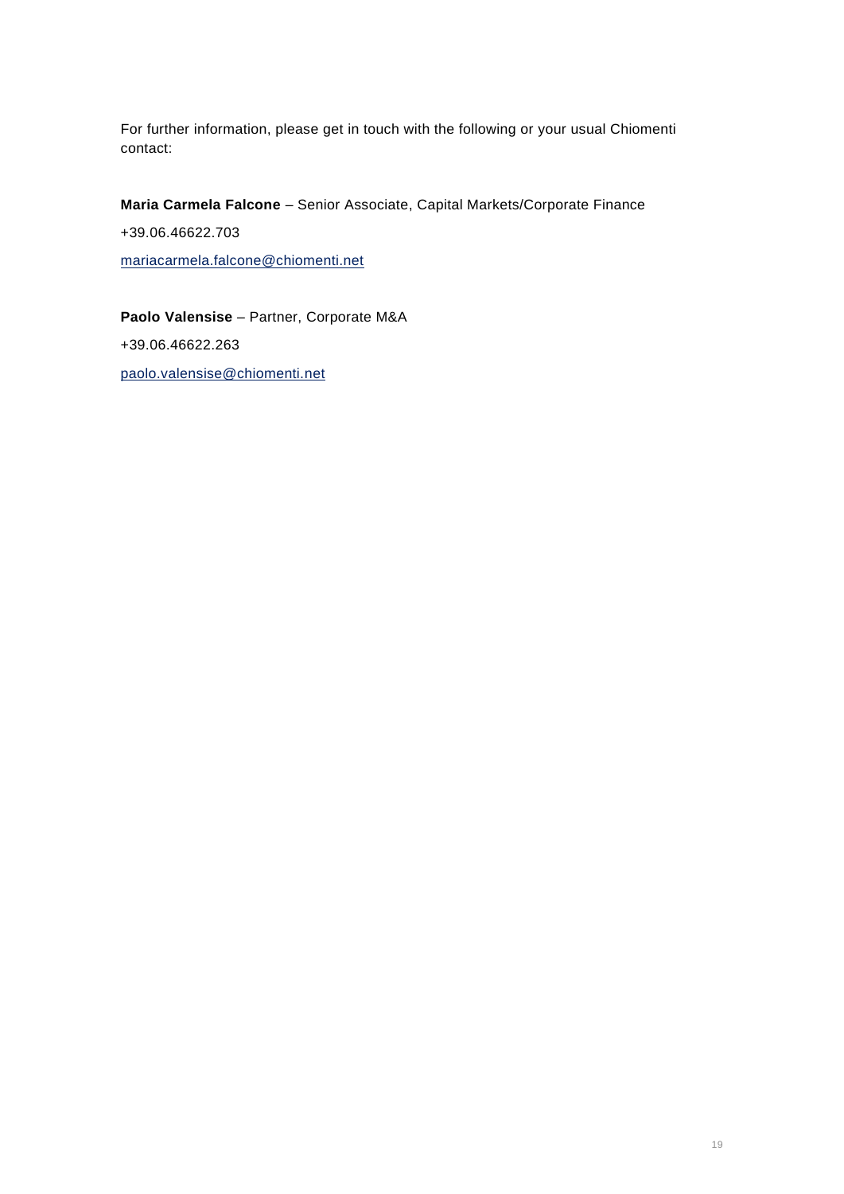For further information, please get in touch with the following or your usual Chiomenti contact:

**Maria Carmela Falcone** – Senior Associate, Capital Markets/Corporate Finance

+39.06.46622.703

mariacarmela.falcone@chiomenti.net

**Paolo Valensise** – Partner, Corporate M&A

+39.06.46622.263

paolo.valensise@chiomenti.net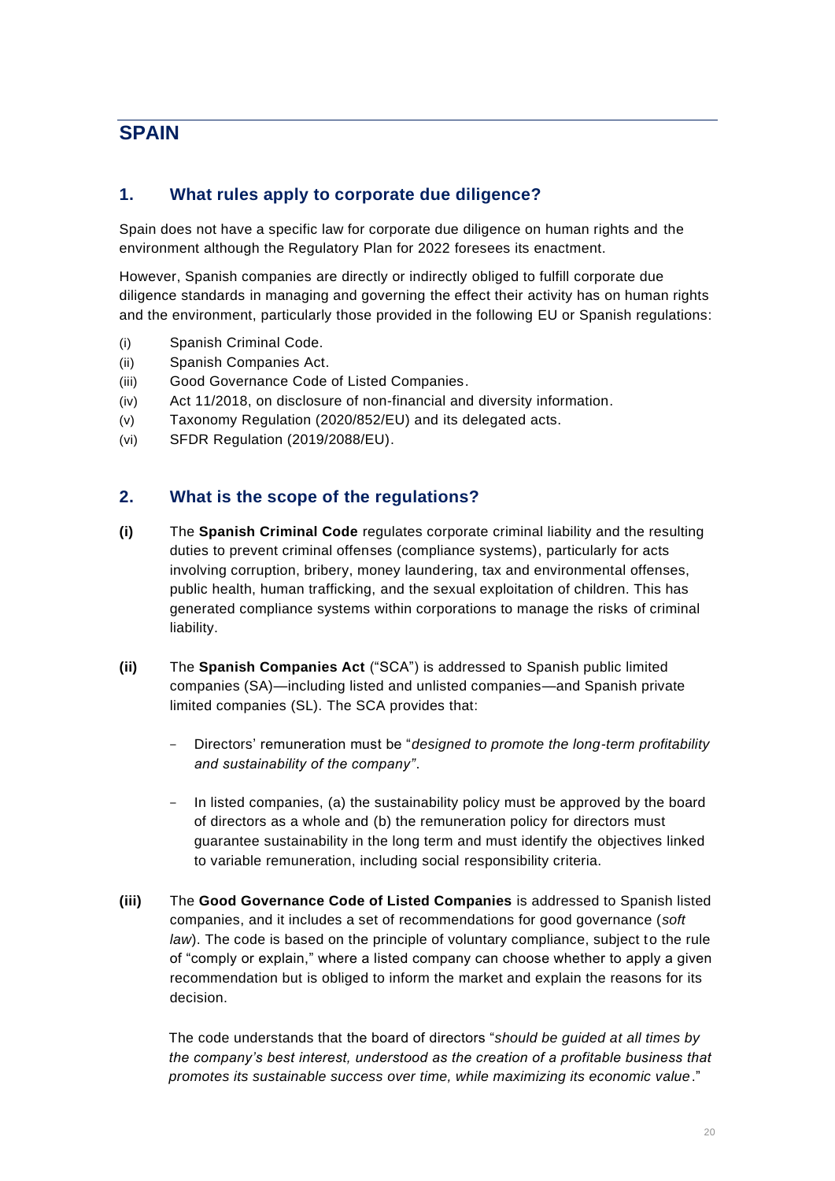# SPAIN

## 1. What rules apply to corporate due diligence?

Spain does not have a specific law for corporate due diligence on human rights and the environment although the Regulatory Plan for 2022 foresees its enactment.

However, Spanish companies are directly or indirectly obliged to fulfill corporate due diligence standards in managing and governing the effect their activity has on human rights and the environment, particularly those provided in the following EU or Spanish regulations:

(i) Spanish Criminal Code.

(ii) Spanish Companies Act.

(iii) Good Governance Code of Listed Companies.

(iv) Act 11/2018, on disclosure of non-financial and diversity information.

(v) Taxonomy Regulation (2020/852/EU) and its delegated acts.

(vi) SFDR Regulation (2019/2088/EU).

## 2. What is the scope of the regulations?

**(i)** The **Spanish Criminal Code** regulates corporate criminal liability and the resulting duties to prevent criminal offenses (compliance systems), particularly for acts involving corruption, bribery, money laundering, tax and environmental offenses, public health, human trafficking, and the sexual exploitation of children. This has generated compliance systems within corporations to manage the risks of criminal liability.

**(ii)** The **Spanish Companies Act** ("SCA") is addressed to Spanish public limited companies (SA)—including listed and unlisted companies—and Spanish private limited companies (SL). The SCA provides that:

- Directors' remuneration must be "*designed to promote the long-term profitability and sustainability of the company"*.
- In listed companies, (a) the sustainability policy must be approved by the board of directors as a whole and (b) the remuneration policy for directors must guarantee sustainability in the long term and must identify the objectives linked to variable remuneration, including social responsibility criteria.

**(iii)** The **Good Governance Code of Listed Companies** is addressed to Spanish listed companies, and it includes a set of recommendations for good governance (*soft law*). The code is based on the principle of voluntary compliance, subject to the rule of "comply or explain," where a listed company can choose whether to apply a given recommendation but is obliged to inform the market and explain the reasons for its decision.

The code understands that the board of directors "*should be guided at all times by the company's best interest, understood as the creation of a profitable business that promotes its sustainable success over time, while maximizing its economic value*."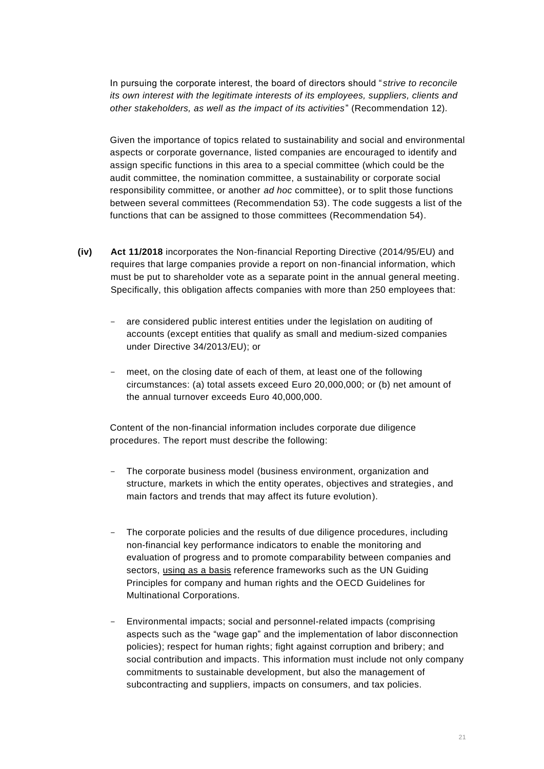In pursuing the corporate interest, the board of directors should "*strive to reconcile its own interest with the legitimate interests of its employees, suppliers, clients and other stakeholders, as well as the impact of its activities*" (Recommendation 12).

Given the importance of topics related to sustainability and social and environmental aspects or corporate governance, listed companies are encouraged to identify and assign specific functions in this area to a special committee (which could be the audit committee, the nomination committee, a sustainability or corporate social responsibility committee, or another *ad hoc* committee), or to split those functions between several committees (Recommendation 53). The code suggests a list of the functions that can be assigned to those committees (Recommendation 54).

**(iv)** **Act 11/2018** incorporates the Non-financial Reporting Directive (2014/95/EU) and requires that large companies provide a report on non-financial information, which must be put to shareholder vote as a separate point in the annual general meeting. Specifically, this obligation affects companies with more than 250 employees that:

- are considered public interest entities under the legislation on auditing of accounts (except entities that qualify as small and medium-sized companies under Directive 34/2013/EU); or
- meet, on the closing date of each of them, at least one of the following circumstances: (a) total assets exceed Euro 20,000,000; or (b) net amount of the annual turnover exceeds Euro 40,000,000.

Content of the non-financial information includes corporate due diligence procedures. The report must describe the following:

- The corporate business model (business environment, organization and structure, markets in which the entity operates, objectives and strategies, and main factors and trends that may affect its future evolution).
- The corporate policies and the results of due diligence procedures, including non-financial key performance indicators to enable the monitoring and evaluation of progress and to promote comparability between companies and sectors, <u>using as a basis</u> reference frameworks such as the UN Guiding Principles for company and human rights and the OECD Guidelines for Multinational Corporations.
- Environmental impacts; social and personnel-related impacts (comprising aspects such as the "wage gap" and the implementation of labor disconnection policies); respect for human rights; fight against corruption and bribery; and social contribution and impacts. This information must include not only company commitments to sustainable development, but also the management of subcontracting and suppliers, impacts on consumers, and tax policies.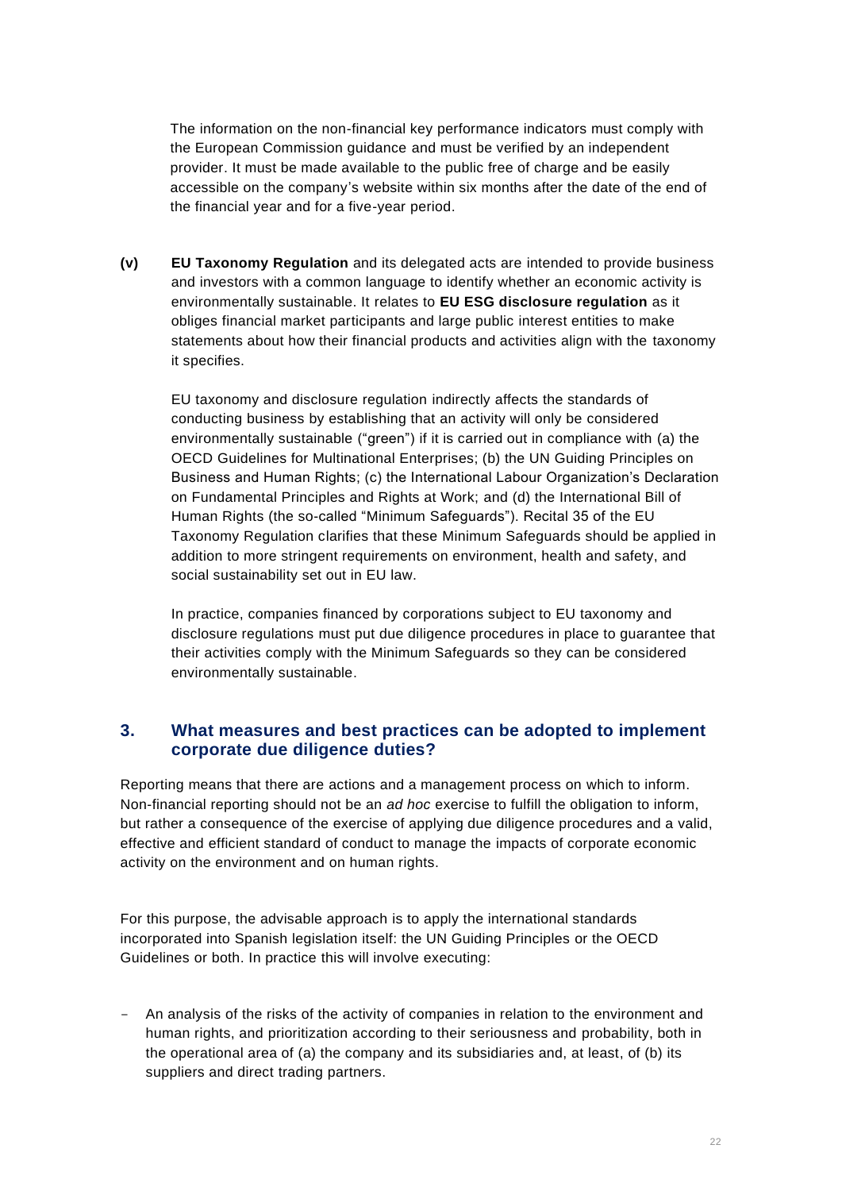The information on the non-financial key performance indicators must comply with the European Commission guidance and must be verified by an independent provider. It must be made available to the public free of charge and be easily accessible on the company's website within six months after the date of the end of the financial year and for a five-year period.

**(v)** **EU Taxonomy Regulation** and its delegated acts are intended to provide business and investors with a common language to identify whether an economic activity is environmentally sustainable. It relates to **EU ESG disclosure regulation** as it obliges financial market participants and large public interest entities to make statements about how their financial products and activities align with the taxonomy it specifies.

EU taxonomy and disclosure regulation indirectly affects the standards of conducting business by establishing that an activity will only be considered environmentally sustainable ("green") if it is carried out in compliance with (a) the OECD Guidelines for Multinational Enterprises; (b) the UN Guiding Principles on Business and Human Rights; (c) the International Labour Organization's Declaration on Fundamental Principles and Rights at Work; and (d) the International Bill of Human Rights (the so-called "Minimum Safeguards"). Recital 35 of the EU Taxonomy Regulation clarifies that these Minimum Safeguards should be applied in addition to more stringent requirements on environment, health and safety, and social sustainability set out in EU law.

In practice, companies financed by corporations subject to EU taxonomy and disclosure regulations must put due diligence procedures in place to guarantee that their activities comply with the Minimum Safeguards so they can be considered environmentally sustainable.

## 3. What measures and best practices can be adopted to implement corporate due diligence duties?

Reporting means that there are actions and a management process on which to inform. Non-financial reporting should not be an *ad hoc* exercise to fulfill the obligation to inform, but rather a consequence of the exercise of applying due diligence procedures and a valid, effective and efficient standard of conduct to manage the impacts of corporate economic activity on the environment and on human rights.

For this purpose, the advisable approach is to apply the international standards incorporated into Spanish legislation itself: the UN Guiding Principles or the OECD Guidelines or both. In practice this will involve executing:

- An analysis of the risks of the activity of companies in relation to the environment and human rights, and prioritization according to their seriousness and probability, both in the operational area of (a) the company and its subsidiaries and, at least, of (b) its suppliers and direct trading partners.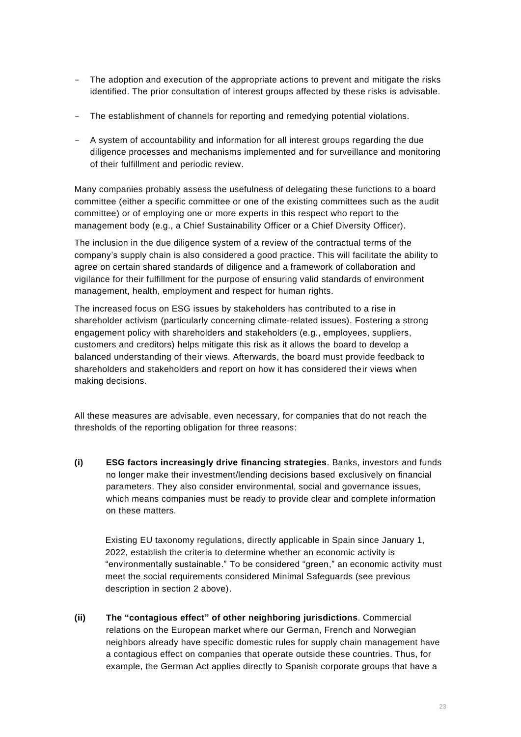- The adoption and execution of the appropriate actions to prevent and mitigate the risks identified. The prior consultation of interest groups affected by these risks is advisable.
- The establishment of channels for reporting and remedying potential violations.
- A system of accountability and information for all interest groups regarding the due diligence processes and mechanisms implemented and for surveillance and monitoring of their fulfillment and periodic review.

Many companies probably assess the usefulness of delegating these functions to a board committee (either a specific committee or one of the existing committees such as the audit committee) or of employing one or more experts in this respect who report to the management body (e.g., a Chief Sustainability Officer or a Chief Diversity Officer).

The inclusion in the due diligence system of a review of the contractual terms of the company's supply chain is also considered a good practice. This will facilitate the ability to agree on certain shared standards of diligence and a framework of collaboration and vigilance for their fulfillment for the purpose of ensuring valid standards of environment management, health, employment and respect for human rights.

The increased focus on ESG issues by stakeholders has contributed to a rise in shareholder activism (particularly concerning climate-related issues). Fostering a strong engagement policy with shareholders and stakeholders (e.g., employees, suppliers, customers and creditors) helps mitigate this risk as it allows the board to develop a balanced understanding of their views. Afterwards, the board must provide feedback to shareholders and stakeholders and report on how it has considered their views when making decisions.

All these measures are advisable, even necessary, for companies that do not reach the thresholds of the reporting obligation for three reasons:

**(i)** **ESG factors increasingly drive financing strategies**. Banks, investors and funds no longer make their investment/lending decisions based exclusively on financial parameters. They also consider environmental, social and governance issues, which means companies must be ready to provide clear and complete information on these matters.

Existing EU taxonomy regulations, directly applicable in Spain since January 1, 2022, establish the criteria to determine whether an economic activity is "environmentally sustainable." To be considered "green," an economic activity must meet the social requirements considered Minimal Safeguards (see previous description in section 2 above).

**(ii)** **The "contagious effect" of other neighboring jurisdictions**. Commercial relations on the European market where our German, French and Norwegian neighbors already have specific domestic rules for supply chain management have a contagious effect on companies that operate outside these countries. Thus, for example, the German Act applies directly to Spanish corporate groups that have a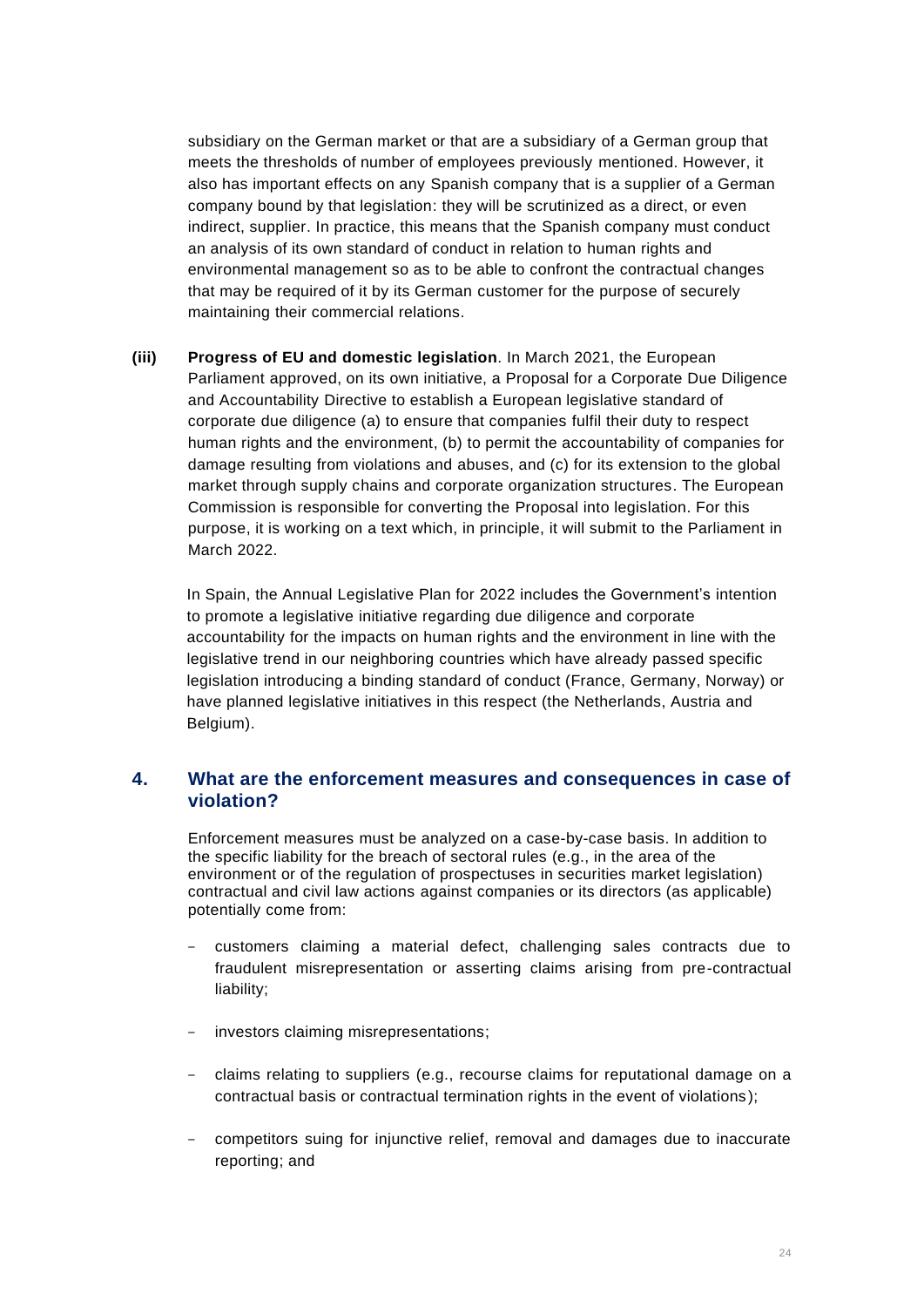subsidiary on the German market or that are a subsidiary of a German group that meets the thresholds of number of employees previously mentioned. However, it also has important effects on any Spanish company that is a supplier of a German company bound by that legislation: they will be scrutinized as a direct, or even indirect, supplier. In practice, this means that the Spanish company must conduct an analysis of its own standard of conduct in relation to human rights and environmental management so as to be able to confront the contractual changes that may be required of it by its German customer for the purpose of securely maintaining their commercial relations.

**(iii) Progress of EU and domestic legislation**. In March 2021, the European Parliament approved, on its own initiative, a Proposal for a Corporate Due Diligence and Accountability Directive to establish a European legislative standard of corporate due diligence (a) to ensure that companies fulfil their duty to respect human rights and the environment, (b) to permit the accountability of companies for damage resulting from violations and abuses, and (c) for its extension to the global market through supply chains and corporate organization structures. The European Commission is responsible for converting the Proposal into legislation. For this purpose, it is working on a text which, in principle, it will submit to the Parliament in March 2022.

In Spain, the Annual Legislative Plan for 2022 includes the Government's intention to promote a legislative initiative regarding due diligence and corporate accountability for the impacts on human rights and the environment in line with the legislative trend in our neighboring countries which have already passed specific legislation introducing a binding standard of conduct (France, Germany, Norway) or have planned legislative initiatives in this respect (the Netherlands, Austria and Belgium).

## 4. What are the enforcement measures and consequences in case of violation?

Enforcement measures must be analyzed on a case-by-case basis. In addition to the specific liability for the breach of sectoral rules (e.g., in the area of the environment or of the regulation of prospectuses in securities market legislation) contractual and civil law actions against companies or its directors (as applicable) potentially come from:

- customers claiming a material defect, challenging sales contracts due to fraudulent misrepresentation or asserting claims arising from pre-contractual liability;
- investors claiming misrepresentations;
- claims relating to suppliers (e.g., recourse claims for reputational damage on a contractual basis or contractual termination rights in the event of violations);
- competitors suing for injunctive relief, removal and damages due to inaccurate reporting; and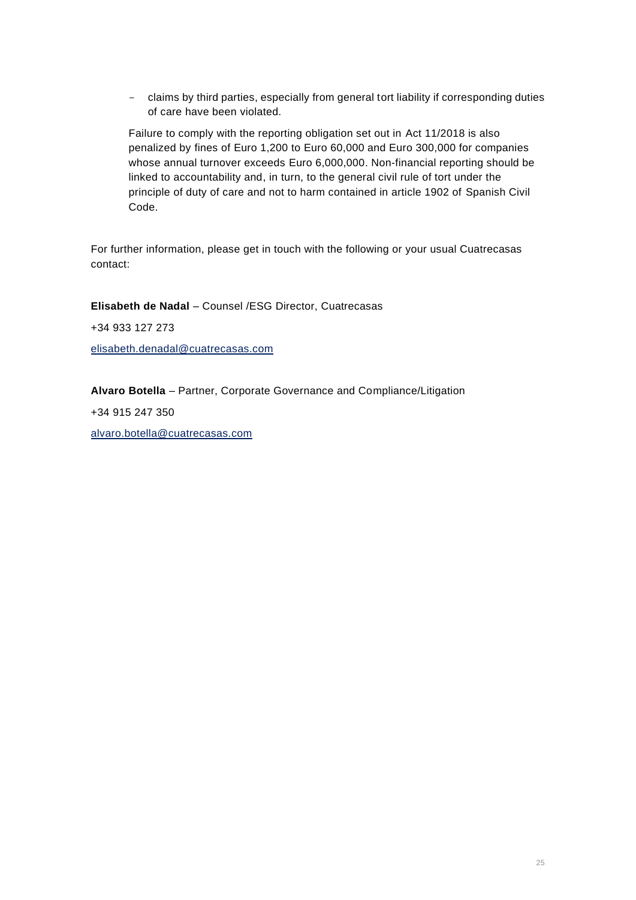- claims by third parties, especially from general tort liability if corresponding duties of care have been violated.

  Failure to comply with the reporting obligation set out in Act 11/2018 is also penalized by fines of Euro 1,200 to Euro 60,000 and Euro 300,000 for companies whose annual turnover exceeds Euro 6,000,000. Non-financial reporting should be linked to accountability and, in turn, to the general civil rule of tort under the principle of duty of care and not to harm contained in article 1902 of Spanish Civil Code.

For further information, please get in touch with the following or your usual Cuatrecasas contact:

**Elisabeth de Nadal** – Counsel /ESG Director, Cuatrecasas

+34 933 127 273

[elisabeth.denadal@cuatrecasas.com](mailto:elisabeth.denadal@cuatrecasas.com)

**Alvaro Botella** – Partner, Corporate Governance and Compliance/Litigation

+34 915 247 350

[alvaro.botella@cuatrecasas.com](mailto:alvaro.botella@cuatrecasas.com)